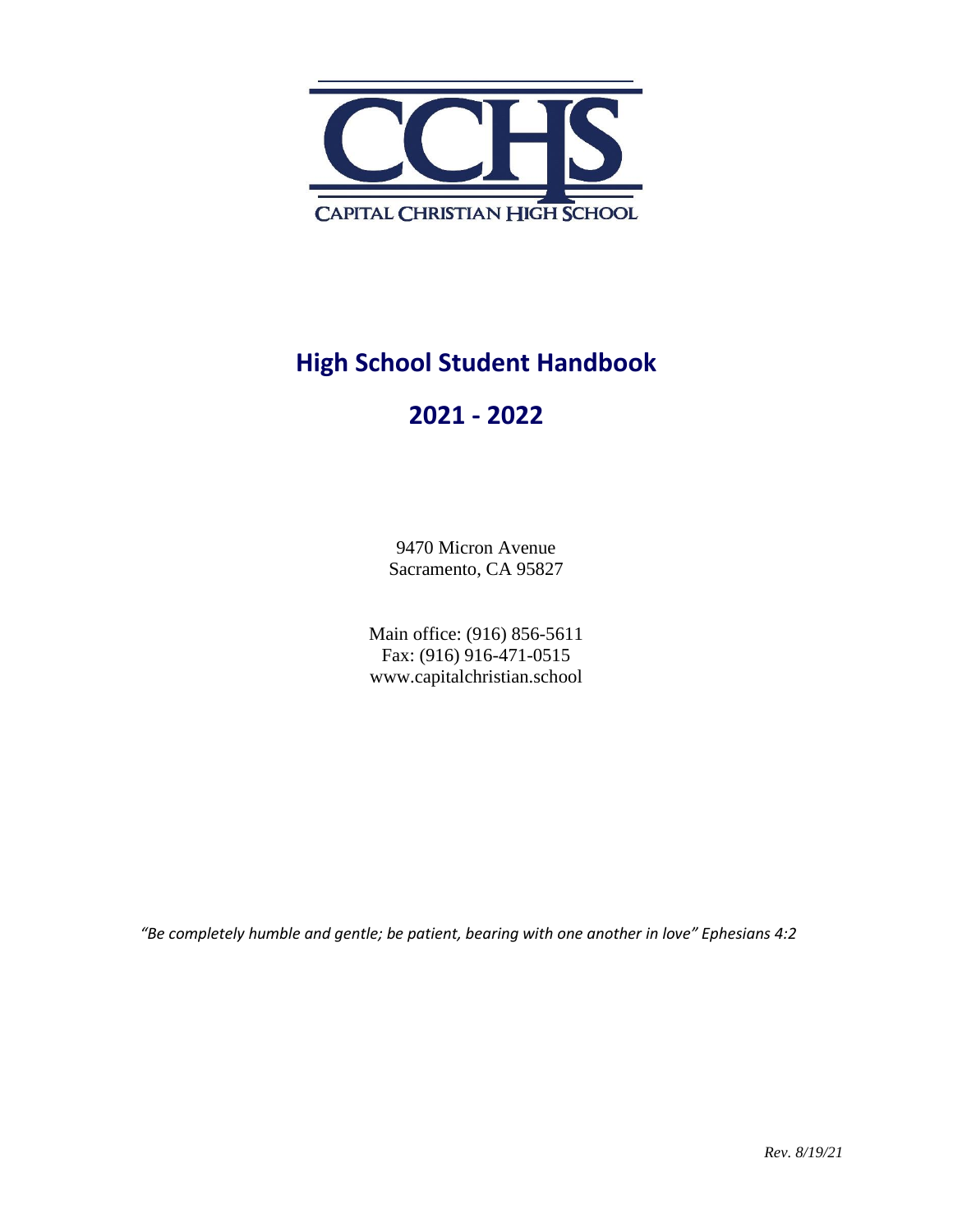CCHS

CAPITAL CHRISTIAN HIGH SCHOOL

# High School Student Handbook

# 2021 - 2022

9470 Micron Avenue
Sacramento, CA 95827

Main office: (916) 856-5611
Fax: (916) 916-471-0515
www.capitalchristian.school

*"Be completely humble and gentle; be patient, bearing with one another in love" Ephesians 4:2*

*Rev. 8/19/21*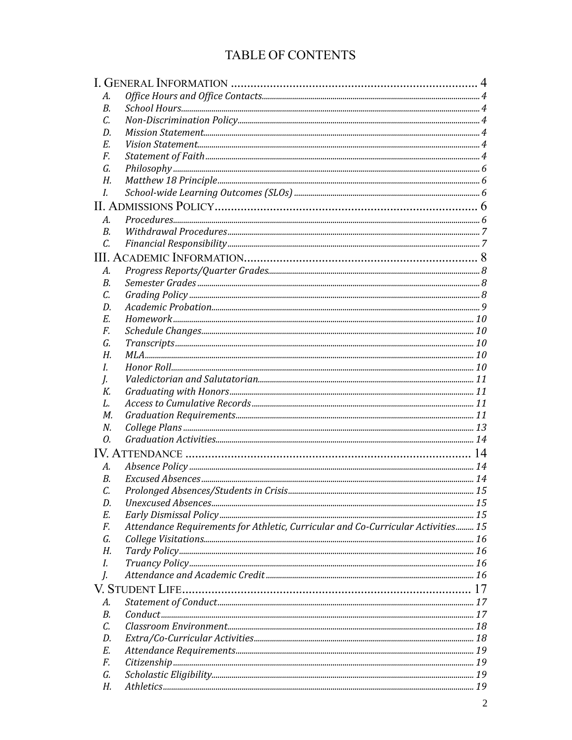# TABLE OF CONTENTS

I. GENERAL INFORMATION ........................................................................ 4
- A. *Office Hours and Office Contacts* ........ 4
- B. *School Hours* ........ 4
- C. *Non-Discrimination Policy* ........ 4
- D. *Mission Statement* ........ 4
- E. *Vision Statement* ........ 4
- F. *Statement of Faith* ........ 4
- G. *Philosophy* ........ 6
- H. *Matthew 18 Principle* ........ 6
- I. *School-wide Learning Outcomes (SLOs)* ........ 6

II. ADMISSIONS POLICY ........................................................................ 6
- A. *Procedures* ........ 6
- B. *Withdrawal Procedures* ........ 7
- C. *Financial Responsibility* ........ 7

III. ACADEMIC INFORMATION ........................................................................ 8
- A. *Progress Reports/Quarter Grades* ........ 8
- B. *Semester Grades* ........ 8
- C. *Grading Policy* ........ 8
- D. *Academic Probation* ........ 9
- E. *Homework* ........ 10
- F. *Schedule Changes* ........ 10
- G. *Transcripts* ........ 10
- H. *MLA* ........ 10
- I. *Honor Roll* ........ 10
- J. *Valedictorian and Salutatorian* ........ 11
- K. *Graduating with Honors* ........ 11
- L. *Access to Cumulative Records* ........ 11
- M. *Graduation Requirements* ........ 11
- N. *College Plans* ........ 13
- O. *Graduation Activities* ........ 14

IV. ATTENDANCE ........................................................................ 14
- A. *Absence Policy* ........ 14
- B. *Excused Absences* ........ 14
- C. *Prolonged Absences/Students in Crisis* ........ 15
- D. *Unexcused Absences* ........ 15
- E. *Early Dismissal Policy* ........ 15
- F. *Attendance Requirements for Athletic, Curricular and Co-Curricular Activities* ........ 15
- G. *College Visitations* ........ 16
- H. *Tardy Policy* ........ 16
- I. *Truancy Policy* ........ 16
- J. *Attendance and Academic Credit* ........ 16

V. STUDENT LIFE ........................................................................ 17
- A. *Statement of Conduct* ........ 17
- B. *Conduct* ........ 17
- C. *Classroom Environment* ........ 18
- D. *Extra/Co-Curricular Activities* ........ 18
- E. *Attendance Requirements* ........ 19
- F. *Citizenship* ........ 19
- G. *Scholastic Eligibility* ........ 19
- H. *Athletics* ........ 19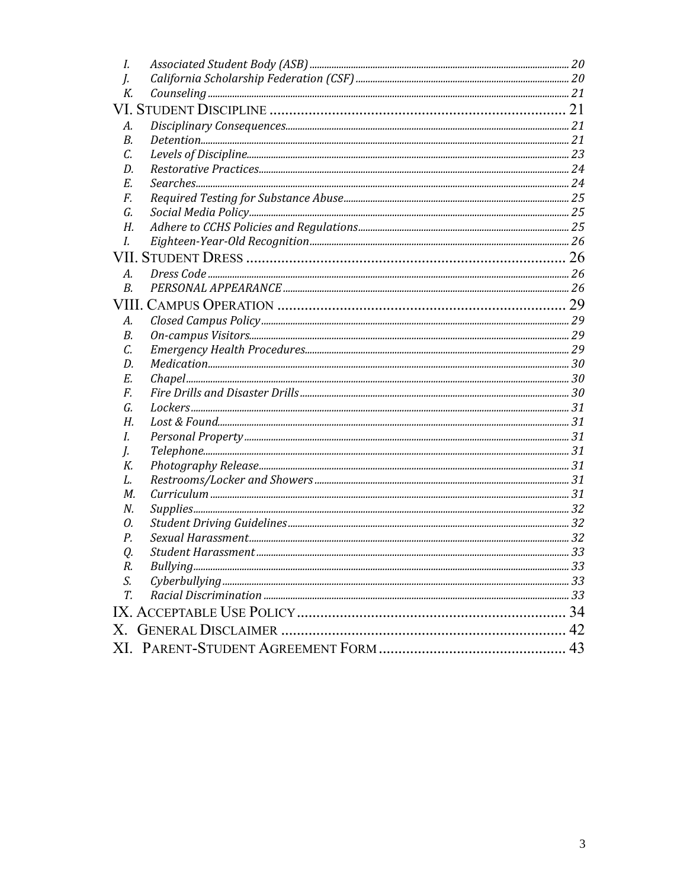I. *Associated Student Body (ASB)* ........ 20
J. *California Scholarship Federation (CSF)* ........ 20
K. *Counseling* ........ 21

VI. STUDENT DISCIPLINE ........ 21

A. *Disciplinary Consequences* ........ 21
B. *Detention* ........ 21
C. *Levels of Discipline* ........ 23
D. *Restorative Practices* ........ 24
E. *Searches* ........ 24
F. *Required Testing for Substance Abuse* ........ 25
G. *Social Media Policy* ........ 25
H. *Adhere to CCHS Policies and Regulations* ........ 25
I. *Eighteen-Year-Old Recognition* ........ 26

VII. STUDENT DRESS ........ 26

A. *Dress Code* ........ 26
B. *PERSONAL APPEARANCE* ........ 26

VIII. CAMPUS OPERATION ........ 29

A. *Closed Campus Policy* ........ 29
B. *On-campus Visitors* ........ 29
C. *Emergency Health Procedures* ........ 29
D. *Medication* ........ 30
E. *Chapel* ........ 30
F. *Fire Drills and Disaster Drills* ........ 30
G. *Lockers* ........ 31
H. *Lost & Found* ........ 31
I. *Personal Property* ........ 31
J. *Telephone* ........ 31
K. *Photography Release* ........ 31
L. *Restrooms/Locker and Showers* ........ 31
M. *Curriculum* ........ 31
N. *Supplies* ........ 32
O. *Student Driving Guidelines* ........ 32
P. *Sexual Harassment* ........ 32
Q. *Student Harassment* ........ 33
R. *Bullying* ........ 33
S. *Cyberbullying* ........ 33
T. *Racial Discrimination* ........ 33

IX. ACCEPTABLE USE POLICY ........ 34

X. GENERAL DISCLAIMER ........ 42

XI. PARENT-STUDENT AGREEMENT FORM ........ 43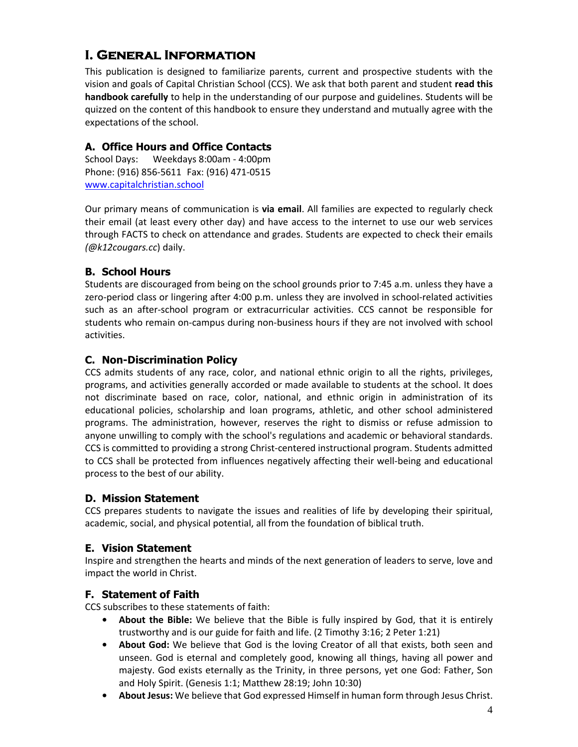# I. General Information

This publication is designed to familiarize parents, current and prospective students with the vision and goals of Capital Christian School (CCS). We ask that both parent and student **read this handbook carefully** to help in the understanding of our purpose and guidelines. Students will be quizzed on the content of this handbook to ensure they understand and mutually agree with the expectations of the school.

## A. Office Hours and Office Contacts

School Days: Weekdays 8:00am - 4:00pm
Phone: (916) 856-5611 Fax: (916) 471-0515
www.capitalchristian.school

Our primary means of communication is **via email**. All families are expected to regularly check their email (at least every other day) and have access to the internet to use our web services through FACTS to check on attendance and grades. Students are expected to check their emails *(@k12cougars.cc*) daily.

## B. School Hours

Students are discouraged from being on the school grounds prior to 7:45 a.m. unless they have a zero-period class or lingering after 4:00 p.m. unless they are involved in school-related activities such as an after-school program or extracurricular activities. CCS cannot be responsible for students who remain on-campus during non-business hours if they are not involved with school activities.

## C. Non-Discrimination Policy

CCS admits students of any race, color, and national ethnic origin to all the rights, privileges, programs, and activities generally accorded or made available to students at the school. It does not discriminate based on race, color, national, and ethnic origin in administration of its educational policies, scholarship and loan programs, athletic, and other school administered programs. The administration, however, reserves the right to dismiss or refuse admission to anyone unwilling to comply with the school's regulations and academic or behavioral standards. CCS is committed to providing a strong Christ-centered instructional program. Students admitted to CCS shall be protected from influences negatively affecting their well-being and educational process to the best of our ability.

## D. Mission Statement

CCS prepares students to navigate the issues and realities of life by developing their spiritual, academic, social, and physical potential, all from the foundation of biblical truth.

## E. Vision Statement

Inspire and strengthen the hearts and minds of the next generation of leaders to serve, love and impact the world in Christ.

## F. Statement of Faith

CCS subscribes to these statements of faith:

- **About the Bible:** We believe that the Bible is fully inspired by God, that it is entirely trustworthy and is our guide for faith and life. (2 Timothy 3:16; 2 Peter 1:21)
- **About God:** We believe that God is the loving Creator of all that exists, both seen and unseen. God is eternal and completely good, knowing all things, having all power and majesty. God exists eternally as the Trinity, in three persons, yet one God: Father, Son and Holy Spirit. (Genesis 1:1; Matthew 28:19; John 10:30)
- **About Jesus:** We believe that God expressed Himself in human form through Jesus Christ.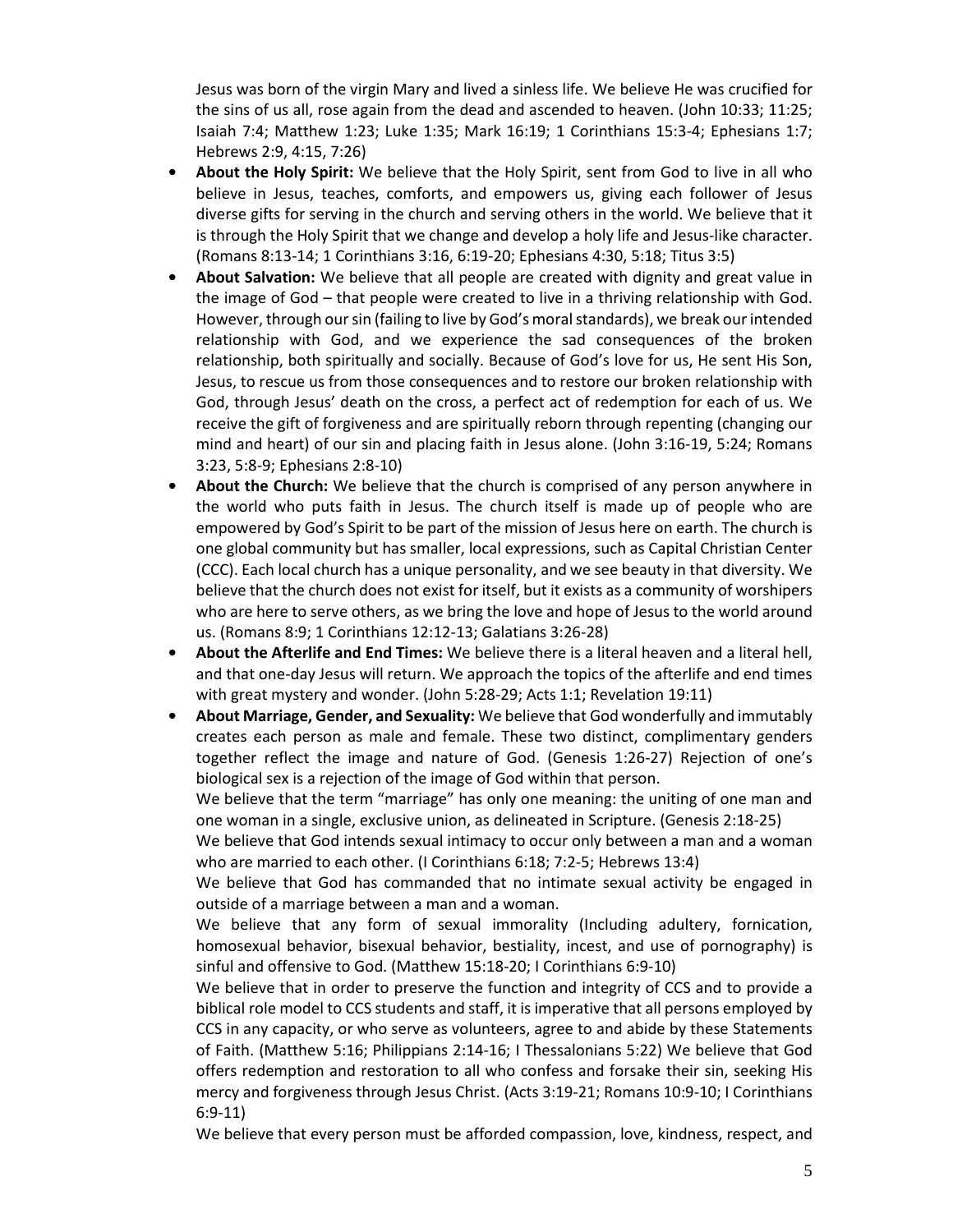Jesus was born of the virgin Mary and lived a sinless life. We believe He was crucified for the sins of us all, rose again from the dead and ascended to heaven. (John 10:33; 11:25; Isaiah 7:4; Matthew 1:23; Luke 1:35; Mark 16:19; 1 Corinthians 15:3-4; Ephesians 1:7; Hebrews 2:9, 4:15, 7:26)

- **About the Holy Spirit:** We believe that the Holy Spirit, sent from God to live in all who believe in Jesus, teaches, comforts, and empowers us, giving each follower of Jesus diverse gifts for serving in the church and serving others in the world. We believe that it is through the Holy Spirit that we change and develop a holy life and Jesus-like character. (Romans 8:13-14; 1 Corinthians 3:16, 6:19-20; Ephesians 4:30, 5:18; Titus 3:5)
- **About Salvation:** We believe that all people are created with dignity and great value in the image of God – that people were created to live in a thriving relationship with God. However, through our sin (failing to live by God's moral standards), we break our intended relationship with God, and we experience the sad consequences of the broken relationship, both spiritually and socially. Because of God's love for us, He sent His Son, Jesus, to rescue us from those consequences and to restore our broken relationship with God, through Jesus' death on the cross, a perfect act of redemption for each of us. We receive the gift of forgiveness and are spiritually reborn through repenting (changing our mind and heart) of our sin and placing faith in Jesus alone. (John 3:16-19, 5:24; Romans 3:23, 5:8-9; Ephesians 2:8-10)
- **About the Church:** We believe that the church is comprised of any person anywhere in the world who puts faith in Jesus. The church itself is made up of people who are empowered by God's Spirit to be part of the mission of Jesus here on earth. The church is one global community but has smaller, local expressions, such as Capital Christian Center (CCC). Each local church has a unique personality, and we see beauty in that diversity. We believe that the church does not exist for itself, but it exists as a community of worshipers who are here to serve others, as we bring the love and hope of Jesus to the world around us. (Romans 8:9; 1 Corinthians 12:12-13; Galatians 3:26-28)
- **About the Afterlife and End Times:** We believe there is a literal heaven and a literal hell, and that one-day Jesus will return. We approach the topics of the afterlife and end times with great mystery and wonder. (John 5:28-29; Acts 1:1; Revelation 19:11)
- **About Marriage, Gender, and Sexuality:** We believe that God wonderfully and immutably creates each person as male and female. These two distinct, complimentary genders together reflect the image and nature of God. (Genesis 1:26-27) Rejection of one's biological sex is a rejection of the image of God within that person.

  We believe that the term "marriage" has only one meaning: the uniting of one man and one woman in a single, exclusive union, as delineated in Scripture. (Genesis 2:18-25)

  We believe that God intends sexual intimacy to occur only between a man and a woman who are married to each other. (I Corinthians 6:18; 7:2-5; Hebrews 13:4)

  We believe that God has commanded that no intimate sexual activity be engaged in outside of a marriage between a man and a woman.

  We believe that any form of sexual immorality (Including adultery, fornication, homosexual behavior, bisexual behavior, bestiality, incest, and use of pornography) is sinful and offensive to God. (Matthew 15:18-20; I Corinthians 6:9-10)

  We believe that in order to preserve the function and integrity of CCS and to provide a biblical role model to CCS students and staff, it is imperative that all persons employed by CCS in any capacity, or who serve as volunteers, agree to and abide by these Statements of Faith. (Matthew 5:16; Philippians 2:14-16; I Thessalonians 5:22) We believe that God offers redemption and restoration to all who confess and forsake their sin, seeking His mercy and forgiveness through Jesus Christ. (Acts 3:19-21; Romans 10:9-10; I Corinthians 6:9-11)

  We believe that every person must be afforded compassion, love, kindness, respect, and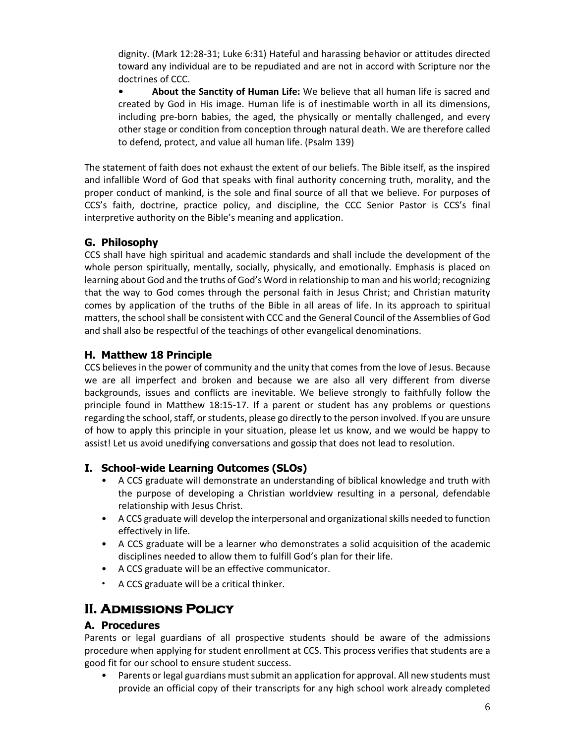dignity. (Mark 12:28-31; Luke 6:31) Hateful and harassing behavior or attitudes directed toward any individual are to be repudiated and are not in accord with Scripture nor the doctrines of CCC.

- **About the Sanctity of Human Life:** We believe that all human life is sacred and created by God in His image. Human life is of inestimable worth in all its dimensions, including pre-born babies, the aged, the physically or mentally challenged, and every other stage or condition from conception through natural death. We are therefore called to defend, protect, and value all human life. (Psalm 139)

The statement of faith does not exhaust the extent of our beliefs. The Bible itself, as the inspired and infallible Word of God that speaks with final authority concerning truth, morality, and the proper conduct of mankind, is the sole and final source of all that we believe. For purposes of CCS's faith, doctrine, practice policy, and discipline, the CCC Senior Pastor is CCS's final interpretive authority on the Bible's meaning and application.

### G. Philosophy

CCS shall have high spiritual and academic standards and shall include the development of the whole person spiritually, mentally, socially, physically, and emotionally. Emphasis is placed on learning about God and the truths of God's Word in relationship to man and his world; recognizing that the way to God comes through the personal faith in Jesus Christ; and Christian maturity comes by application of the truths of the Bible in all areas of life. In its approach to spiritual matters, the school shall be consistent with CCC and the General Council of the Assemblies of God and shall also be respectful of the teachings of other evangelical denominations.

### H. Matthew 18 Principle

CCS believes in the power of community and the unity that comes from the love of Jesus. Because we are all imperfect and broken and because we are also all very different from diverse backgrounds, issues and conflicts are inevitable. We believe strongly to faithfully follow the principle found in Matthew 18:15-17. If a parent or student has any problems or questions regarding the school, staff, or students, please go directly to the person involved. If you are unsure of how to apply this principle in your situation, please let us know, and we would be happy to assist! Let us avoid unedifying conversations and gossip that does not lead to resolution.

### I. School-wide Learning Outcomes (SLOs)

- A CCS graduate will demonstrate an understanding of biblical knowledge and truth with the purpose of developing a Christian worldview resulting in a personal, defendable relationship with Jesus Christ.
- A CCS graduate will develop the interpersonal and organizational skills needed to function effectively in life.
- A CCS graduate will be a learner who demonstrates a solid acquisition of the academic disciplines needed to allow them to fulfill God's plan for their life.
- A CCS graduate will be an effective communicator.
- A CCS graduate will be a critical thinker.

## II. Admissions Policy

### A. Procedures

Parents or legal guardians of all prospective students should be aware of the admissions procedure when applying for student enrollment at CCS. This process verifies that students are a good fit for our school to ensure student success.

- Parents or legal guardians must submit an application for approval. All new students must provide an official copy of their transcripts for any high school work already completed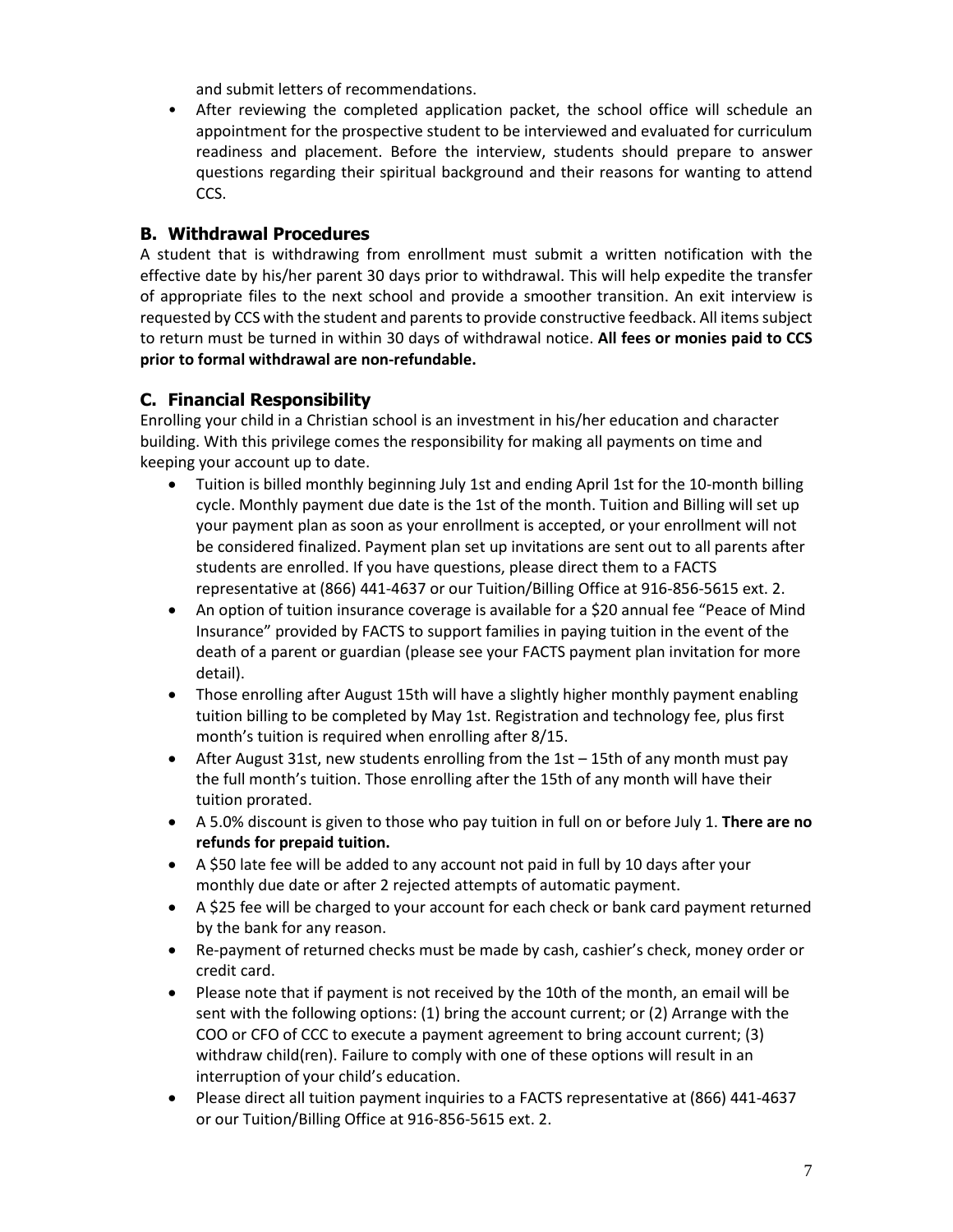and submit letters of recommendations.

- After reviewing the completed application packet, the school office will schedule an appointment for the prospective student to be interviewed and evaluated for curriculum readiness and placement. Before the interview, students should prepare to answer questions regarding their spiritual background and their reasons for wanting to attend CCS.

## B. Withdrawal Procedures

A student that is withdrawing from enrollment must submit a written notification with the effective date by his/her parent 30 days prior to withdrawal. This will help expedite the transfer of appropriate files to the next school and provide a smoother transition. An exit interview is requested by CCS with the student and parents to provide constructive feedback. All items subject to return must be turned in within 30 days of withdrawal notice. **All fees or monies paid to CCS prior to formal withdrawal are non-refundable.**

## C. Financial Responsibility

Enrolling your child in a Christian school is an investment in his/her education and character building. With this privilege comes the responsibility for making all payments on time and keeping your account up to date.

- Tuition is billed monthly beginning July 1st and ending April 1st for the 10-month billing cycle. Monthly payment due date is the 1st of the month. Tuition and Billing will set up your payment plan as soon as your enrollment is accepted, or your enrollment will not be considered finalized. Payment plan set up invitations are sent out to all parents after students are enrolled. If you have questions, please direct them to a FACTS representative at (866) 441-4637 or our Tuition/Billing Office at 916-856-5615 ext. 2.
- An option of tuition insurance coverage is available for a $20 annual fee "Peace of Mind Insurance" provided by FACTS to support families in paying tuition in the event of the death of a parent or guardian (please see your FACTS payment plan invitation for more detail).
- Those enrolling after August 15th will have a slightly higher monthly payment enabling tuition billing to be completed by May 1st. Registration and technology fee, plus first month's tuition is required when enrolling after 8/15.
- After August 31st, new students enrolling from the 1st – 15th of any month must pay the full month's tuition. Those enrolling after the 15th of any month will have their tuition prorated.
- A 5.0% discount is given to those who pay tuition in full on or before July 1. **There are no refunds for prepaid tuition.**
- A $50 late fee will be added to any account not paid in full by 10 days after your monthly due date or after 2 rejected attempts of automatic payment.
- A $25 fee will be charged to your account for each check or bank card payment returned by the bank for any reason.
- Re-payment of returned checks must be made by cash, cashier's check, money order or credit card.
- Please note that if payment is not received by the 10th of the month, an email will be sent with the following options: (1) bring the account current; or (2) Arrange with the COO or CFO of CCC to execute a payment agreement to bring account current; (3) withdraw child(ren). Failure to comply with one of these options will result in an interruption of your child's education.
- Please direct all tuition payment inquiries to a FACTS representative at (866) 441-4637 or our Tuition/Billing Office at 916-856-5615 ext. 2.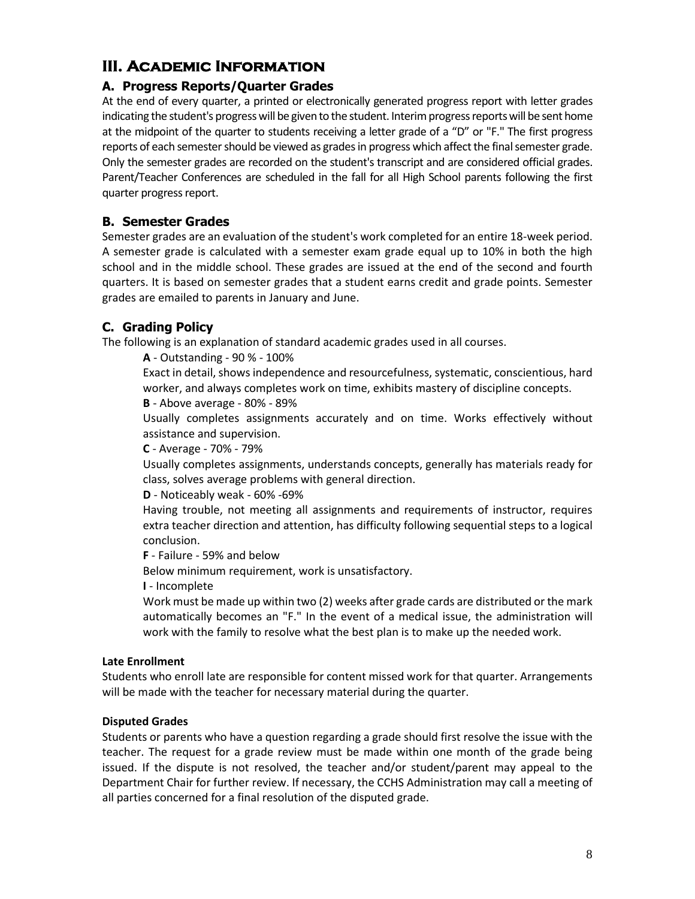# III. Academic Information

## A. Progress Reports/Quarter Grades

At the end of every quarter, a printed or electronically generated progress report with letter grades indicating the student's progress will be given to the student. Interim progress reports will be sent home at the midpoint of the quarter to students receiving a letter grade of a "D" or "F." The first progress reports of each semester should be viewed as grades in progress which affect the final semester grade. Only the semester grades are recorded on the student's transcript and are considered official grades. Parent/Teacher Conferences are scheduled in the fall for all High School parents following the first quarter progress report.

## B. Semester Grades

Semester grades are an evaluation of the student's work completed for an entire 18-week period. A semester grade is calculated with a semester exam grade equal up to 10% in both the high school and in the middle school. These grades are issued at the end of the second and fourth quarters. It is based on semester grades that a student earns credit and grade points. Semester grades are emailed to parents in January and June.

## C. Grading Policy

The following is an explanation of standard academic grades used in all courses.

**A** - Outstanding - 90 % - 100%

Exact in detail, shows independence and resourcefulness, systematic, conscientious, hard worker, and always completes work on time, exhibits mastery of discipline concepts.

**B** - Above average - 80% - 89%

Usually completes assignments accurately and on time. Works effectively without assistance and supervision.

**C** - Average - 70% - 79%

Usually completes assignments, understands concepts, generally has materials ready for class, solves average problems with general direction.

**D** - Noticeably weak - 60% -69%

Having trouble, not meeting all assignments and requirements of instructor, requires extra teacher direction and attention, has difficulty following sequential steps to a logical conclusion.

**F** - Failure - 59% and below

Below minimum requirement, work is unsatisfactory.

**I** - Incomplete

Work must be made up within two (2) weeks after grade cards are distributed or the mark automatically becomes an "F." In the event of a medical issue, the administration will work with the family to resolve what the best plan is to make up the needed work.

**Late Enrollment**

Students who enroll late are responsible for content missed work for that quarter. Arrangements will be made with the teacher for necessary material during the quarter.

**Disputed Grades**

Students or parents who have a question regarding a grade should first resolve the issue with the teacher. The request for a grade review must be made within one month of the grade being issued. If the dispute is not resolved, the teacher and/or student/parent may appeal to the Department Chair for further review. If necessary, the CCHS Administration may call a meeting of all parties concerned for a final resolution of the disputed grade.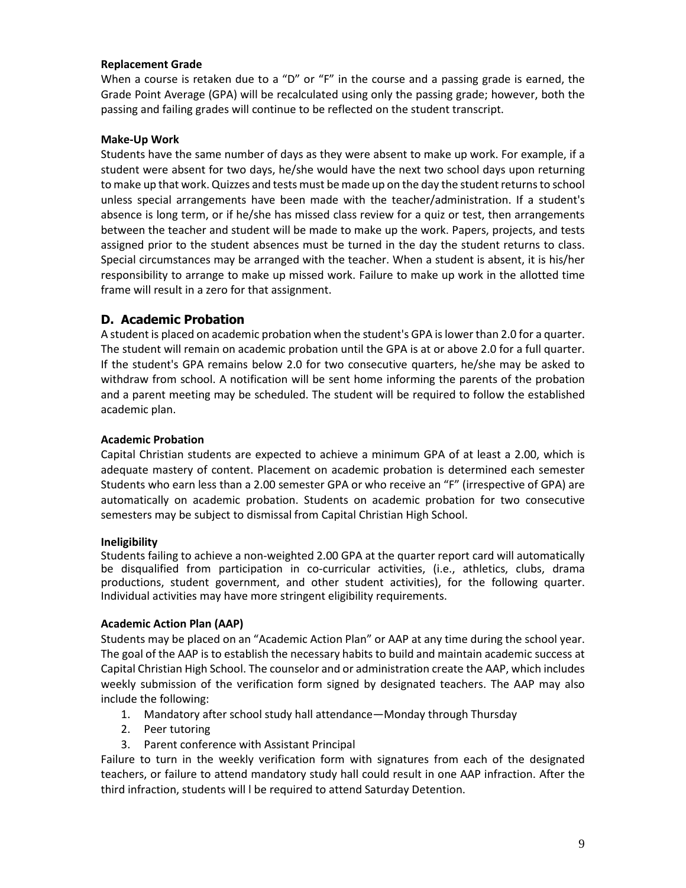**Replacement Grade**

When a course is retaken due to a "D" or "F" in the course and a passing grade is earned, the Grade Point Average (GPA) will be recalculated using only the passing grade; however, both the passing and failing grades will continue to be reflected on the student transcript.

**Make-Up Work**

Students have the same number of days as they were absent to make up work. For example, if a student were absent for two days, he/she would have the next two school days upon returning to make up that work. Quizzes and tests must be made up on the day the student returns to school unless special arrangements have been made with the teacher/administration. If a student's absence is long term, or if he/she has missed class review for a quiz or test, then arrangements between the teacher and student will be made to make up the work. Papers, projects, and tests assigned prior to the student absences must be turned in the day the student returns to class. Special circumstances may be arranged with the teacher. When a student is absent, it is his/her responsibility to arrange to make up missed work. Failure to make up work in the allotted time frame will result in a zero for that assignment.

## D. Academic Probation

A student is placed on academic probation when the student's GPA is lower than 2.0 for a quarter. The student will remain on academic probation until the GPA is at or above 2.0 for a full quarter. If the student's GPA remains below 2.0 for two consecutive quarters, he/she may be asked to withdraw from school. A notification will be sent home informing the parents of the probation and a parent meeting may be scheduled. The student will be required to follow the established academic plan.

**Academic Probation**

Capital Christian students are expected to achieve a minimum GPA of at least a 2.00, which is adequate mastery of content. Placement on academic probation is determined each semester Students who earn less than a 2.00 semester GPA or who receive an "F" (irrespective of GPA) are automatically on academic probation. Students on academic probation for two consecutive semesters may be subject to dismissal from Capital Christian High School.

**Ineligibility**

Students failing to achieve a non-weighted 2.00 GPA at the quarter report card will automatically be disqualified from participation in co-curricular activities, (i.e., athletics, clubs, drama productions, student government, and other student activities), for the following quarter. Individual activities may have more stringent eligibility requirements.

**Academic Action Plan (AAP)**

Students may be placed on an "Academic Action Plan" or AAP at any time during the school year. The goal of the AAP is to establish the necessary habits to build and maintain academic success at Capital Christian High School. The counselor and or administration create the AAP, which includes weekly submission of the verification form signed by designated teachers. The AAP may also include the following:

1. Mandatory after school study hall attendance—Monday through Thursday
2. Peer tutoring
3. Parent conference with Assistant Principal

Failure to turn in the weekly verification form with signatures from each of the designated teachers, or failure to attend mandatory study hall could result in one AAP infraction. After the third infraction, students will l be required to attend Saturday Detention.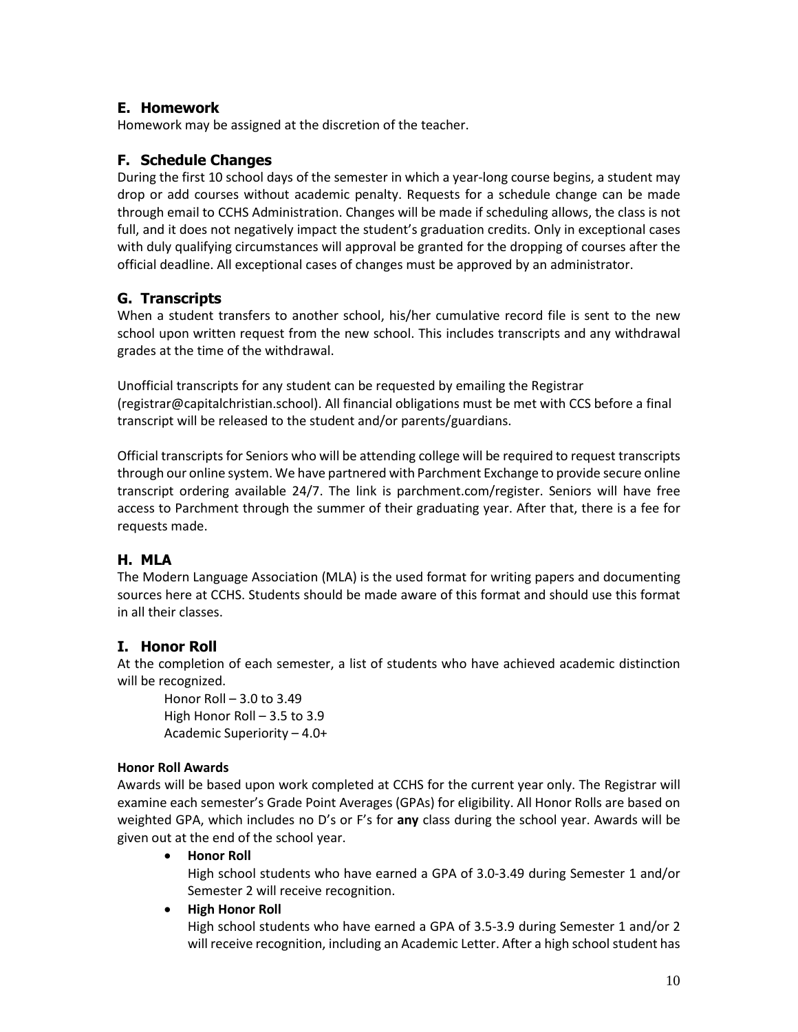## E. Homework

Homework may be assigned at the discretion of the teacher.

## F. Schedule Changes

During the first 10 school days of the semester in which a year-long course begins, a student may drop or add courses without academic penalty. Requests for a schedule change can be made through email to CCHS Administration. Changes will be made if scheduling allows, the class is not full, and it does not negatively impact the student's graduation credits. Only in exceptional cases with duly qualifying circumstances will approval be granted for the dropping of courses after the official deadline. All exceptional cases of changes must be approved by an administrator.

## G. Transcripts

When a student transfers to another school, his/her cumulative record file is sent to the new school upon written request from the new school. This includes transcripts and any withdrawal grades at the time of the withdrawal.

Unofficial transcripts for any student can be requested by emailing the Registrar (registrar@capitalchristian.school). All financial obligations must be met with CCS before a final transcript will be released to the student and/or parents/guardians.

Official transcripts for Seniors who will be attending college will be required to request transcripts through our online system. We have partnered with Parchment Exchange to provide secure online transcript ordering available 24/7. The link is parchment.com/register. Seniors will have free access to Parchment through the summer of their graduating year. After that, there is a fee for requests made.

## H. MLA

The Modern Language Association (MLA) is the used format for writing papers and documenting sources here at CCHS. Students should be made aware of this format and should use this format in all their classes.

## I. Honor Roll

At the completion of each semester, a list of students who have achieved academic distinction will be recognized.

Honor Roll – 3.0 to 3.49
High Honor Roll – 3.5 to 3.9
Academic Superiority – 4.0+

**Honor Roll Awards**

Awards will be based upon work completed at CCHS for the current year only. The Registrar will examine each semester's Grade Point Averages (GPAs) for eligibility. All Honor Rolls are based on weighted GPA, which includes no D's or F's for **any** class during the school year. Awards will be given out at the end of the school year.

- **Honor Roll**
  High school students who have earned a GPA of 3.0-3.49 during Semester 1 and/or Semester 2 will receive recognition.
- **High Honor Roll**
  High school students who have earned a GPA of 3.5-3.9 during Semester 1 and/or 2 will receive recognition, including an Academic Letter. After a high school student has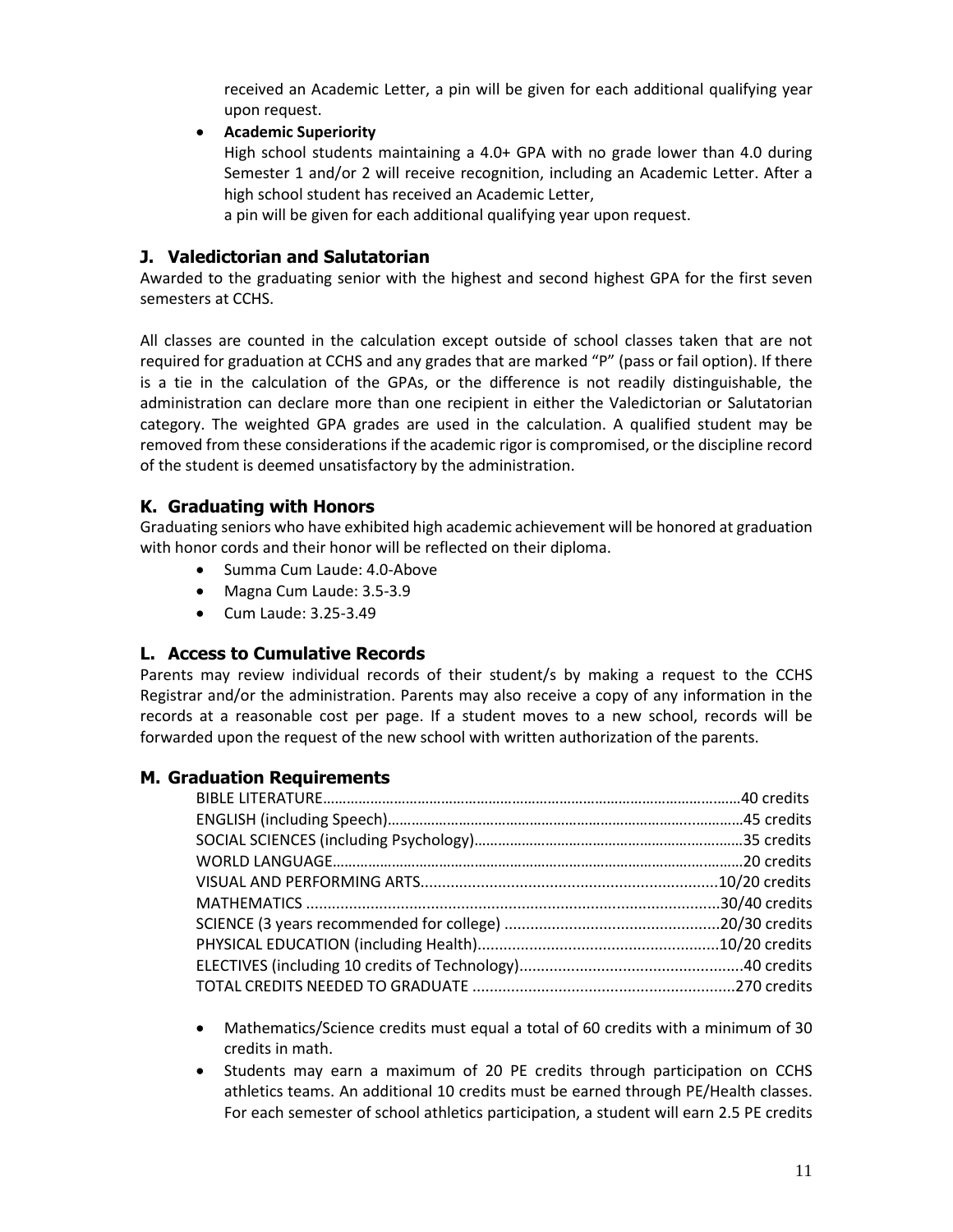received an Academic Letter, a pin will be given for each additional qualifying year upon request.

- **Academic Superiority**
  High school students maintaining a 4.0+ GPA with no grade lower than 4.0 during Semester 1 and/or 2 will receive recognition, including an Academic Letter. After a high school student has received an Academic Letter,
  a pin will be given for each additional qualifying year upon request.

## J. Valedictorian and Salutatorian

Awarded to the graduating senior with the highest and second highest GPA for the first seven semesters at CCHS.

All classes are counted in the calculation except outside of school classes taken that are not required for graduation at CCHS and any grades that are marked "P" (pass or fail option). If there is a tie in the calculation of the GPAs, or the difference is not readily distinguishable, the administration can declare more than one recipient in either the Valedictorian or Salutatorian category. The weighted GPA grades are used in the calculation. A qualified student may be removed from these considerations if the academic rigor is compromised, or the discipline record of the student is deemed unsatisfactory by the administration.

## K. Graduating with Honors

Graduating seniors who have exhibited high academic achievement will be honored at graduation with honor cords and their honor will be reflected on their diploma.

- Summa Cum Laude: 4.0-Above
- Magna Cum Laude: 3.5-3.9
- Cum Laude: 3.25-3.49

## L. Access to Cumulative Records

Parents may review individual records of their student/s by making a request to the CCHS Registrar and/or the administration. Parents may also receive a copy of any information in the records at a reasonable cost per page. If a student moves to a new school, records will be forwarded upon the request of the new school with written authorization of the parents.

## M. Graduation Requirements

BIBLE LITERATURE……………………………………………………………………………………40 credits
ENGLISH (including Speech)………………………………………………………………………45 credits
SOCIAL SCIENCES (including Psychology)……………………………………………………35 credits
WORLD LANGUAGE…………………………………………………………………………………20 credits
VISUAL AND PERFORMING ARTS......................................................................10/20 credits
MATHEMATICS ...............................................................................................30/40 credits
SCIENCE (3 years recommended for college) .................................................20/30 credits
PHYSICAL EDUCATION (including Health).......................................................10/20 credits
ELECTIVES (including 10 credits of Technology)...................................................40 credits
TOTAL CREDITS NEEDED TO GRADUATE ............................................................270 credits

- Mathematics/Science credits must equal a total of 60 credits with a minimum of 30 credits in math.
- Students may earn a maximum of 20 PE credits through participation on CCHS athletics teams. An additional 10 credits must be earned through PE/Health classes. For each semester of school athletics participation, a student will earn 2.5 PE credits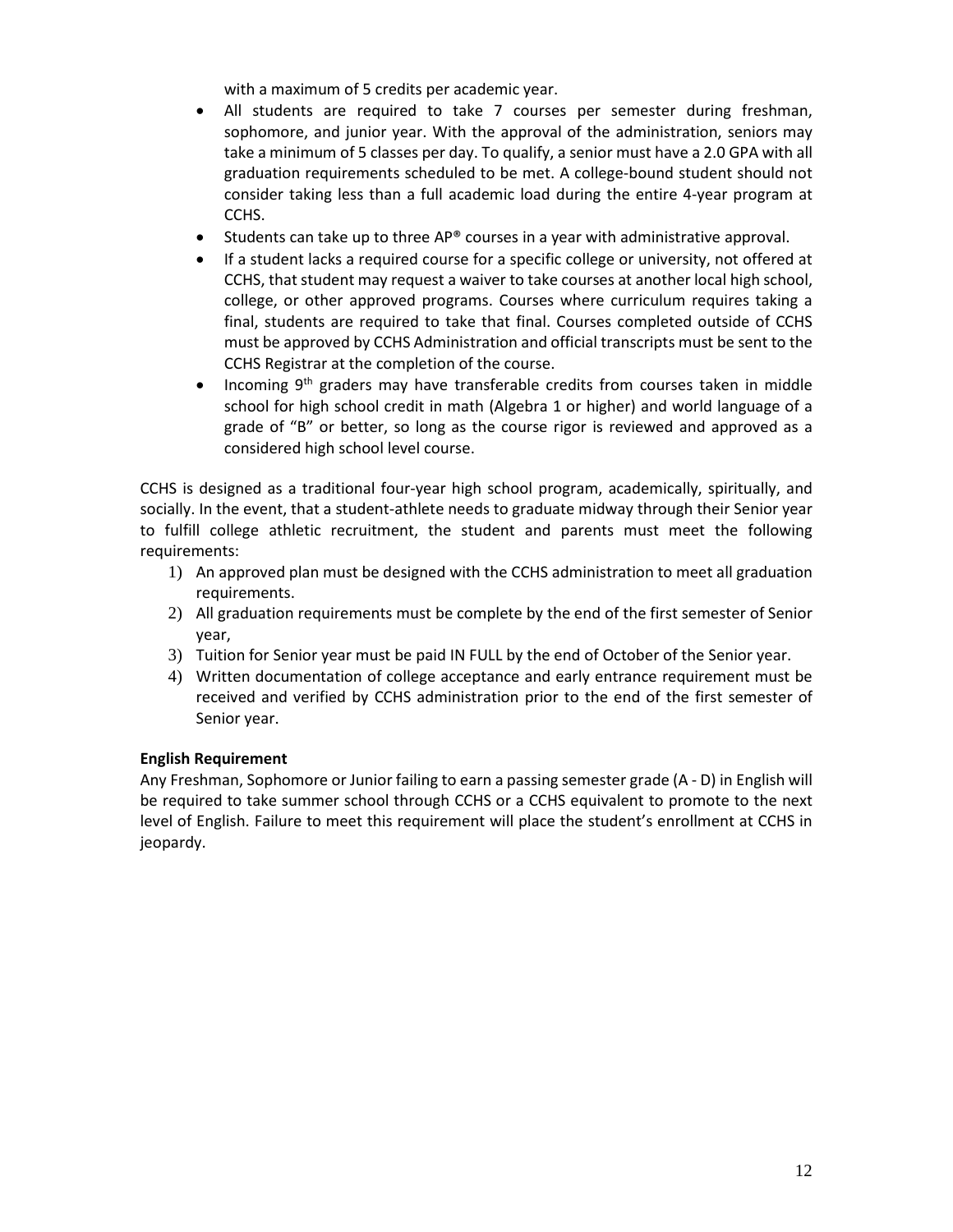with a maximum of 5 credits per academic year.

- All students are required to take 7 courses per semester during freshman, sophomore, and junior year. With the approval of the administration, seniors may take a minimum of 5 classes per day. To qualify, a senior must have a 2.0 GPA with all graduation requirements scheduled to be met. A college-bound student should not consider taking less than a full academic load during the entire 4-year program at CCHS.
- Students can take up to three AP® courses in a year with administrative approval.
- If a student lacks a required course for a specific college or university, not offered at CCHS, that student may request a waiver to take courses at another local high school, college, or other approved programs. Courses where curriculum requires taking a final, students are required to take that final. Courses completed outside of CCHS must be approved by CCHS Administration and official transcripts must be sent to the CCHS Registrar at the completion of the course.
- Incoming 9th graders may have transferable credits from courses taken in middle school for high school credit in math (Algebra 1 or higher) and world language of a grade of "B" or better, so long as the course rigor is reviewed and approved as a considered high school level course.

CCHS is designed as a traditional four-year high school program, academically, spiritually, and socially. In the event, that a student-athlete needs to graduate midway through their Senior year to fulfill college athletic recruitment, the student and parents must meet the following requirements:

1) An approved plan must be designed with the CCHS administration to meet all graduation requirements.
2) All graduation requirements must be complete by the end of the first semester of Senior year,
3) Tuition for Senior year must be paid IN FULL by the end of October of the Senior year.
4) Written documentation of college acceptance and early entrance requirement must be received and verified by CCHS administration prior to the end of the first semester of Senior year.

**English Requirement**

Any Freshman, Sophomore or Junior failing to earn a passing semester grade (A - D) in English will be required to take summer school through CCHS or a CCHS equivalent to promote to the next level of English. Failure to meet this requirement will place the student's enrollment at CCHS in jeopardy.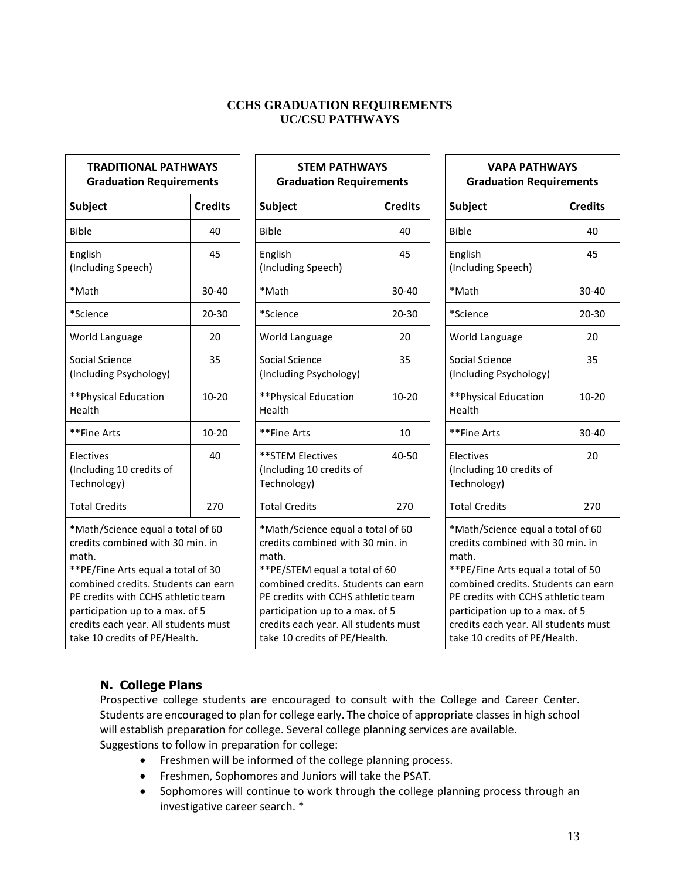# CCHS GRADUATION REQUIREMENTS
## UC/CSU PATHWAYS

| TRADITIONAL PATHWAYS Graduation Requirements | |
|---|---|
| **Subject** | **Credits** |
| Bible | 40 |
| English (Including Speech) | 45 |
| *Math | 30-40 |
| *Science | 20-30 |
| World Language | 20 |
| Social Science (Including Psychology) | 35 |
| **Physical Education Health | 10-20 |
| **Fine Arts | 10-20 |
| Electives (Including 10 credits of Technology) | 40 |
| Total Credits | 270 |

*Math/Science equal a total of 60 credits combined with 30 min. in math.
**PE/Fine Arts equal a total of 30 combined credits. Students can earn PE credits with CCHS athletic team participation up to a max. of 5 credits each year. All students must take 10 credits of PE/Health.

| STEM PATHWAYS Graduation Requirements | |
|---|---|
| **Subject** | **Credits** |
| Bible | 40 |
| English (Including Speech) | 45 |
| *Math | 30-40 |
| *Science | 20-30 |
| World Language | 20 |
| Social Science (Including Psychology) | 35 |
| **Physical Education Health | 10-20 |
| **Fine Arts | 10 |
| **STEM Electives (Including 10 credits of Technology) | 40-50 |
| Total Credits | 270 |

*Math/Science equal a total of 60 credits combined with 30 min. in math.
**PE/STEM equal a total of 60 combined credits. Students can earn PE credits with CCHS athletic team participation up to a max. of 5 credits each year. All students must take 10 credits of PE/Health.

| VAPA PATHWAYS Graduation Requirements | |
|---|---|
| **Subject** | **Credits** |
| Bible | 40 |
| English (Including Speech) | 45 |
| *Math | 30-40 |
| *Science | 20-30 |
| World Language | 20 |
| Social Science (Including Psychology) | 35 |
| **Physical Education Health | 10-20 |
| **Fine Arts | 30-40 |
| Electives (Including 10 credits of Technology) | 20 |
| Total Credits | 270 |

*Math/Science equal a total of 60 credits combined with 30 min. in math.
**PE/Fine Arts equal a total of 50 combined credits. Students can earn PE credits with CCHS athletic team participation up to a max. of 5 credits each year. All students must take 10 credits of PE/Health.

### N. College Plans

Prospective college students are encouraged to consult with the College and Career Center. Students are encouraged to plan for college early. The choice of appropriate classes in high school will establish preparation for college. Several college planning services are available.
Suggestions to follow in preparation for college:

- Freshmen will be informed of the college planning process.
- Freshmen, Sophomores and Juniors will take the PSAT.
- Sophomores will continue to work through the college planning process through an investigative career search. *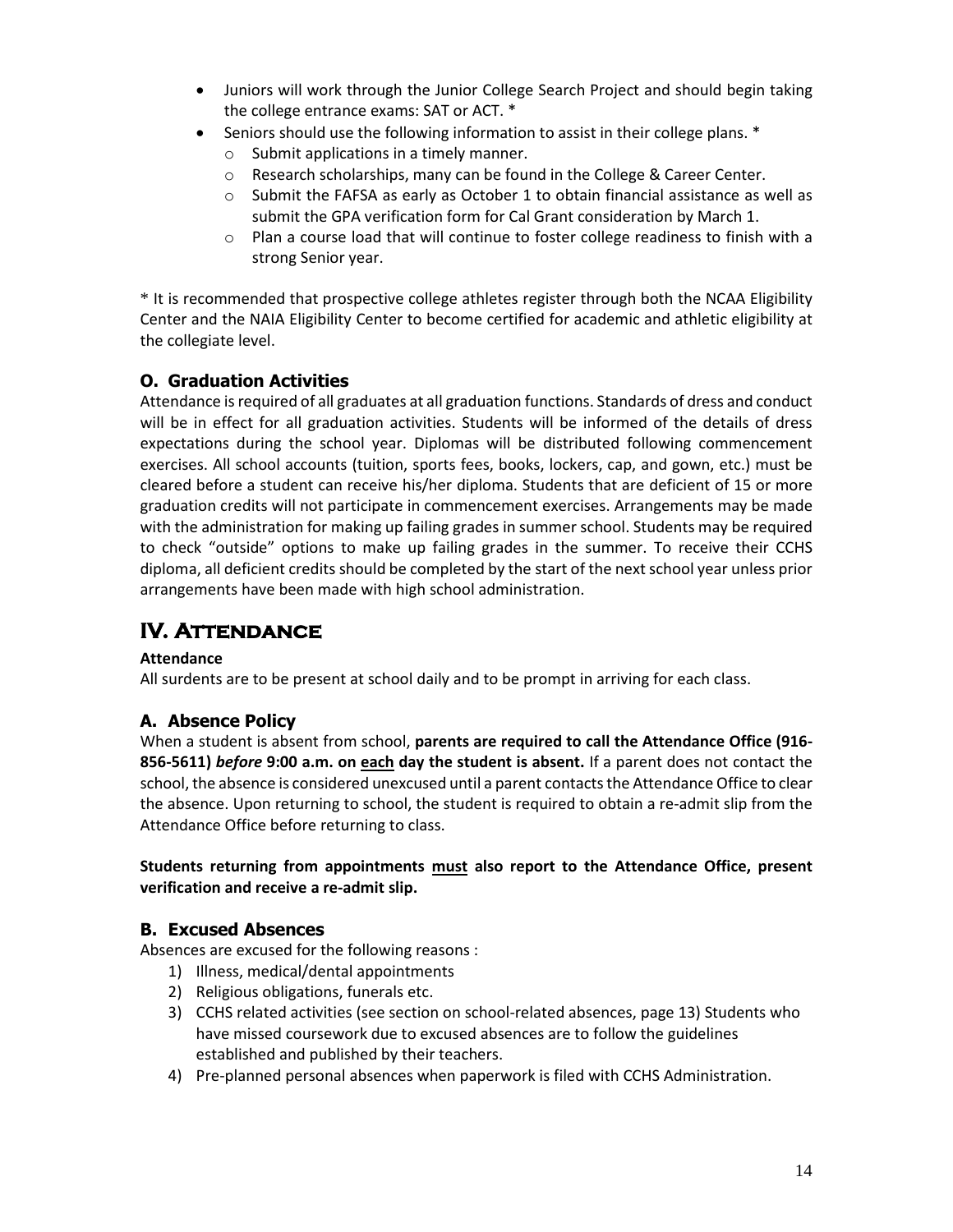- Juniors will work through the Junior College Search Project and should begin taking the college entrance exams: SAT or ACT. *
- Seniors should use the following information to assist in their college plans. *
  - Submit applications in a timely manner.
  - Research scholarships, many can be found in the College & Career Center.
  - Submit the FAFSA as early as October 1 to obtain financial assistance as well as submit the GPA verification form for Cal Grant consideration by March 1.
  - Plan a course load that will continue to foster college readiness to finish with a strong Senior year.

* It is recommended that prospective college athletes register through both the NCAA Eligibility Center and the NAIA Eligibility Center to become certified for academic and athletic eligibility at the collegiate level.

### O. Graduation Activities

Attendance is required of all graduates at all graduation functions. Standards of dress and conduct will be in effect for all graduation activities. Students will be informed of the details of dress expectations during the school year. Diplomas will be distributed following commencement exercises. All school accounts (tuition, sports fees, books, lockers, cap, and gown, etc.) must be cleared before a student can receive his/her diploma. Students that are deficient of 15 or more graduation credits will not participate in commencement exercises. Arrangements may be made with the administration for making up failing grades in summer school. Students may be required to check "outside" options to make up failing grades in the summer. To receive their CCHS diploma, all deficient credits should be completed by the start of the next school year unless prior arrangements have been made with high school administration.

## IV. Attendance

**Attendance**

All surdents are to be present at school daily and to be prompt in arriving for each class.

### A. Absence Policy

When a student is absent from school, **parents are required to call the Attendance Office (916-856-5611) *before* 9:00 a.m. on <u>each</u> day the student is absent.** If a parent does not contact the school, the absence is considered unexcused until a parent contacts the Attendance Office to clear the absence. Upon returning to school, the student is required to obtain a re-admit slip from the Attendance Office before returning to class.

**Students returning from appointments <u>must</u> also report to the Attendance Office, present verification and receive a re-admit slip.**

### B. Excused Absences

Absences are excused for the following reasons :

1) Illness, medical/dental appointments
2) Religious obligations, funerals etc.
3) CCHS related activities (see section on school-related absences, page 13) Students who have missed coursework due to excused absences are to follow the guidelines established and published by their teachers.
4) Pre-planned personal absences when paperwork is filed with CCHS Administration.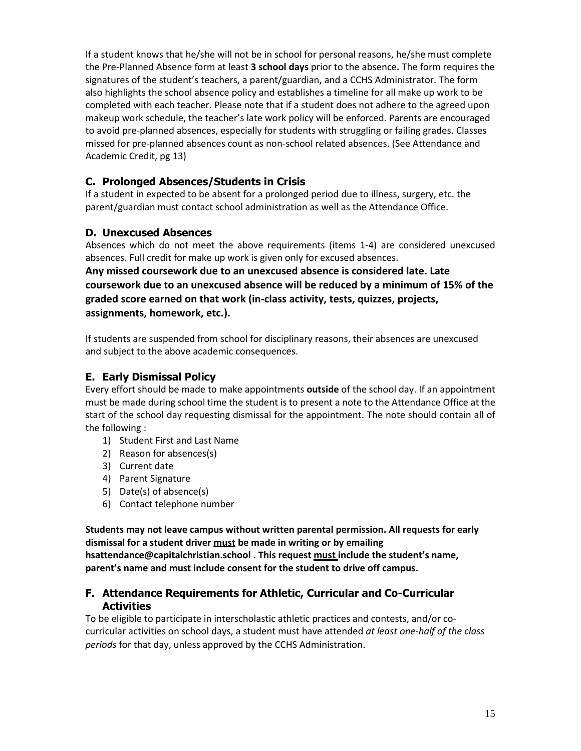If a student knows that he/she will not be in school for personal reasons, he/she must complete the Pre-Planned Absence form at least **3 school days** prior to the absence**.** The form requires the signatures of the student's teachers, a parent/guardian, and a CCHS Administrator. The form also highlights the school absence policy and establishes a timeline for all make up work to be completed with each teacher. Please note that if a student does not adhere to the agreed upon makeup work schedule, the teacher's late work policy will be enforced. Parents are encouraged to avoid pre-planned absences, especially for students with struggling or failing grades. Classes missed for pre-planned absences count as non-school related absences. (See Attendance and Academic Credit, pg 13)

### C. Prolonged Absences/Students in Crisis

If a student in expected to be absent for a prolonged period due to illness, surgery, etc. the parent/guardian must contact school administration as well as the Attendance Office.

### D. Unexcused Absences

Absences which do not meet the above requirements (items 1-4) are considered unexcused absences. Full credit for make up work is given only for excused absences.

**Any missed coursework due to an unexcused absence is considered late. Late coursework due to an unexcused absence will be reduced by a minimum of 15% of the graded score earned on that work (in-class activity, tests, quizzes, projects, assignments, homework, etc.).**

If students are suspended from school for disciplinary reasons, their absences are unexcused and subject to the above academic consequences.

### E. Early Dismissal Policy

Every effort should be made to make appointments **outside** of the school day. If an appointment must be made during school time the student is to present a note to the Attendance Office at the start of the school day requesting dismissal for the appointment. The note should contain all of the following :

1) Student First and Last Name
2) Reason for absences(s)
3) Current date
4) Parent Signature
5) Date(s) of absence(s)
6) Contact telephone number

**Students may not leave campus without written parental permission. All requests for early dismissal for a student driver <u>must</u> be made in writing or by emailing <u>hsattendance@capitalchristian.school</u> . This request <u>must</u> include the student's name, parent's name and must include consent for the student to drive off campus.**

### F. Attendance Requirements for Athletic, Curricular and Co-Curricular Activities

To be eligible to participate in interscholastic athletic practices and contests, and/or co-curricular activities on school days, a student must have attended *at least one-half of the class periods* for that day, unless approved by the CCHS Administration.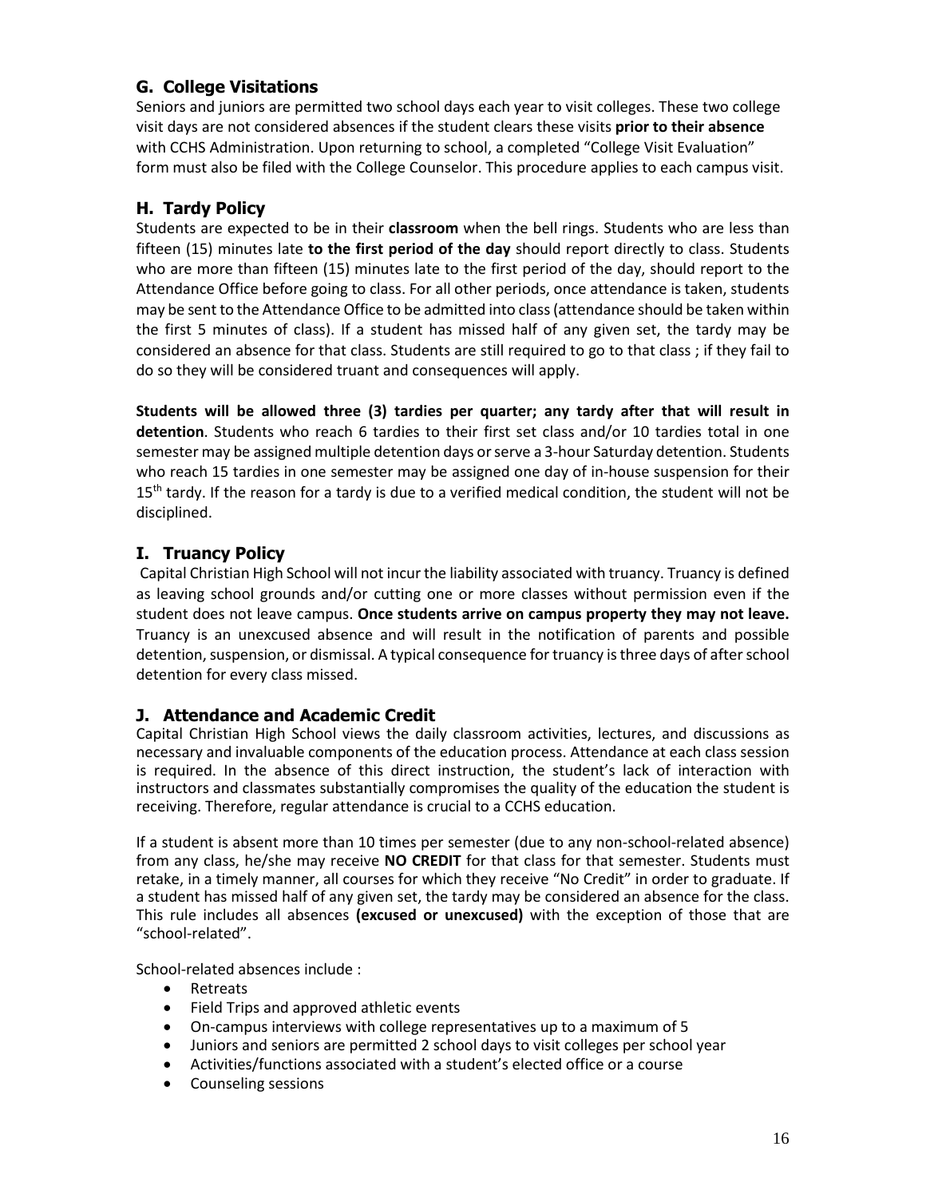## G. College Visitations

Seniors and juniors are permitted two school days each year to visit colleges. These two college visit days are not considered absences if the student clears these visits **prior to their absence** with CCHS Administration. Upon returning to school, a completed "College Visit Evaluation" form must also be filed with the College Counselor. This procedure applies to each campus visit.

## H. Tardy Policy

Students are expected to be in their **classroom** when the bell rings. Students who are less than fifteen (15) minutes late **to the first period of the day** should report directly to class. Students who are more than fifteen (15) minutes late to the first period of the day, should report to the Attendance Office before going to class. For all other periods, once attendance is taken, students may be sent to the Attendance Office to be admitted into class (attendance should be taken within the first 5 minutes of class). If a student has missed half of any given set, the tardy may be considered an absence for that class. Students are still required to go to that class ; if they fail to do so they will be considered truant and consequences will apply.

**Students will be allowed three (3) tardies per quarter; any tardy after that will result in detention**. Students who reach 6 tardies to their first set class and/or 10 tardies total in one semester may be assigned multiple detention days or serve a 3-hour Saturday detention. Students who reach 15 tardies in one semester may be assigned one day of in-house suspension for their 15th tardy. If the reason for a tardy is due to a verified medical condition, the student will not be disciplined.

## I. Truancy Policy

Capital Christian High School will not incur the liability associated with truancy. Truancy is defined as leaving school grounds and/or cutting one or more classes without permission even if the student does not leave campus. **Once students arrive on campus property they may not leave.** Truancy is an unexcused absence and will result in the notification of parents and possible detention, suspension, or dismissal. A typical consequence for truancy is three days of after school detention for every class missed.

## J. Attendance and Academic Credit

Capital Christian High School views the daily classroom activities, lectures, and discussions as necessary and invaluable components of the education process. Attendance at each class session is required. In the absence of this direct instruction, the student's lack of interaction with instructors and classmates substantially compromises the quality of the education the student is receiving. Therefore, regular attendance is crucial to a CCHS education.

If a student is absent more than 10 times per semester (due to any non-school-related absence) from any class, he/she may receive **NO CREDIT** for that class for that semester. Students must retake, in a timely manner, all courses for which they receive "No Credit" in order to graduate. If a student has missed half of any given set, the tardy may be considered an absence for the class. This rule includes all absences **(excused or unexcused)** with the exception of those that are "school-related".

School-related absences include :

- Retreats
- Field Trips and approved athletic events
- On-campus interviews with college representatives up to a maximum of 5
- Juniors and seniors are permitted 2 school days to visit colleges per school year
- Activities/functions associated with a student's elected office or a course
- Counseling sessions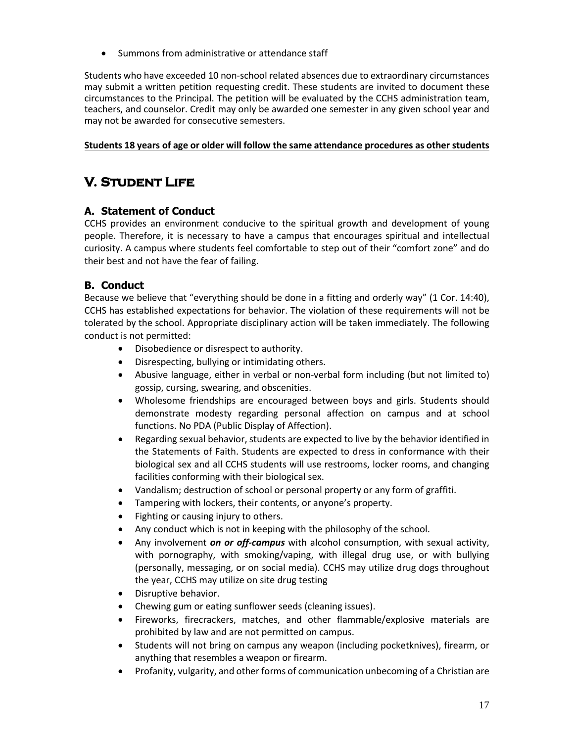- Summons from administrative or attendance staff

Students who have exceeded 10 non-school related absences due to extraordinary circumstances may submit a written petition requesting credit. These students are invited to document these circumstances to the Principal. The petition will be evaluated by the CCHS administration team, teachers, and counselor. Credit may only be awarded one semester in any given school year and may not be awarded for consecutive semesters.

**Students 18 years of age or older will follow the same attendance procedures as other students**

# V. Student Life

## A. Statement of Conduct

CCHS provides an environment conducive to the spiritual growth and development of young people. Therefore, it is necessary to have a campus that encourages spiritual and intellectual curiosity. A campus where students feel comfortable to step out of their "comfort zone" and do their best and not have the fear of failing.

## B. Conduct

Because we believe that "everything should be done in a fitting and orderly way" (1 Cor. 14:40), CCHS has established expectations for behavior. The violation of these requirements will not be tolerated by the school. Appropriate disciplinary action will be taken immediately. The following conduct is not permitted:

- Disobedience or disrespect to authority.
- Disrespecting, bullying or intimidating others.
- Abusive language, either in verbal or non-verbal form including (but not limited to) gossip, cursing, swearing, and obscenities.
- Wholesome friendships are encouraged between boys and girls. Students should demonstrate modesty regarding personal affection on campus and at school functions. No PDA (Public Display of Affection).
- Regarding sexual behavior, students are expected to live by the behavior identified in the Statements of Faith. Students are expected to dress in conformance with their biological sex and all CCHS students will use restrooms, locker rooms, and changing facilities conforming with their biological sex.
- Vandalism; destruction of school or personal property or any form of graffiti.
- Tampering with lockers, their contents, or anyone's property.
- Fighting or causing injury to others.
- Any conduct which is not in keeping with the philosophy of the school.
- Any involvement ***on or off-campus*** with alcohol consumption, with sexual activity, with pornography, with smoking/vaping, with illegal drug use, or with bullying (personally, messaging, or on social media). CCHS may utilize drug dogs throughout the year, CCHS may utilize on site drug testing
- Disruptive behavior.
- Chewing gum or eating sunflower seeds (cleaning issues).
- Fireworks, firecrackers, matches, and other flammable/explosive materials are prohibited by law and are not permitted on campus.
- Students will not bring on campus any weapon (including pocketknives), firearm, or anything that resembles a weapon or firearm.
- Profanity, vulgarity, and other forms of communication unbecoming of a Christian are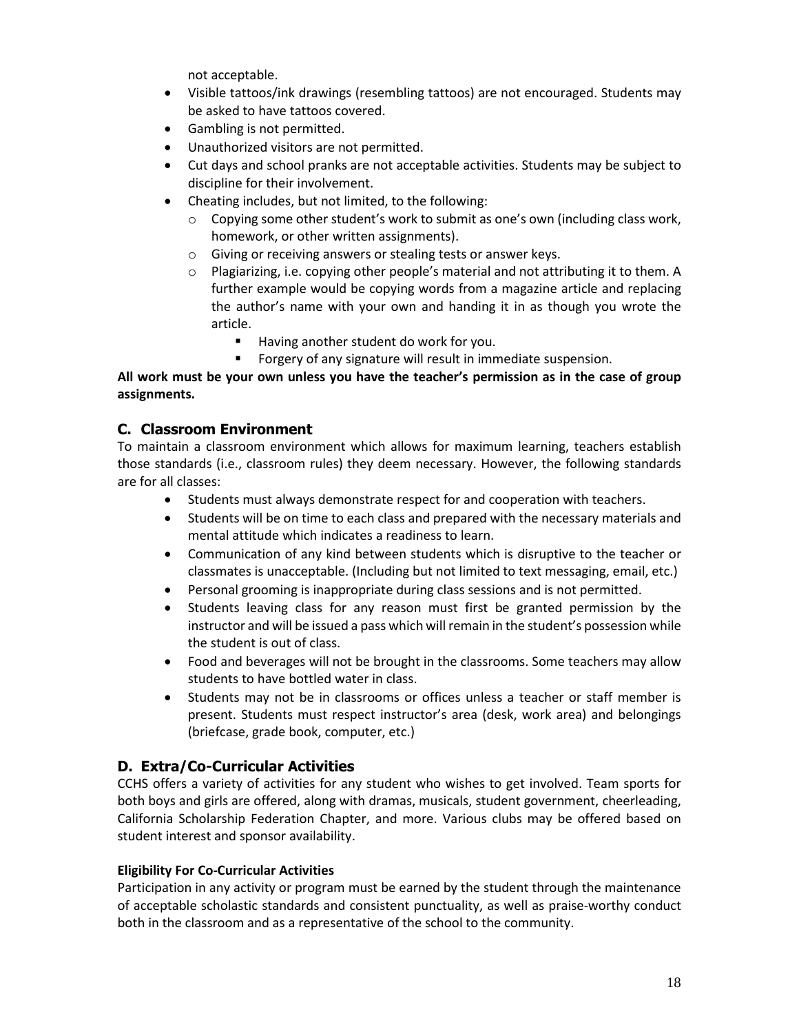not acceptable.

- Visible tattoos/ink drawings (resembling tattoos) are not encouraged. Students may be asked to have tattoos covered.
- Gambling is not permitted.
- Unauthorized visitors are not permitted.
- Cut days and school pranks are not acceptable activities. Students may be subject to discipline for their involvement.
- Cheating includes, but not limited, to the following:
  - Copying some other student's work to submit as one's own (including class work, homework, or other written assignments).
  - Giving or receiving answers or stealing tests or answer keys.
  - Plagiarizing, i.e. copying other people's material and not attributing it to them. A further example would be copying words from a magazine article and replacing the author's name with your own and handing it in as though you wrote the article.
    - Having another student do work for you.
    - Forgery of any signature will result in immediate suspension.

**All work must be your own unless you have the teacher's permission as in the case of group assignments.**

## C. Classroom Environment

To maintain a classroom environment which allows for maximum learning, teachers establish those standards (i.e., classroom rules) they deem necessary. However, the following standards are for all classes:

- Students must always demonstrate respect for and cooperation with teachers.
- Students will be on time to each class and prepared with the necessary materials and mental attitude which indicates a readiness to learn.
- Communication of any kind between students which is disruptive to the teacher or classmates is unacceptable. (Including but not limited to text messaging, email, etc.)
- Personal grooming is inappropriate during class sessions and is not permitted.
- Students leaving class for any reason must first be granted permission by the instructor and will be issued a pass which will remain in the student's possession while the student is out of class.
- Food and beverages will not be brought in the classrooms. Some teachers may allow students to have bottled water in class.
- Students may not be in classrooms or offices unless a teacher or staff member is present. Students must respect instructor's area (desk, work area) and belongings (briefcase, grade book, computer, etc.)

## D. Extra/Co-Curricular Activities

CCHS offers a variety of activities for any student who wishes to get involved. Team sports for both boys and girls are offered, along with dramas, musicals, student government, cheerleading, California Scholarship Federation Chapter, and more. Various clubs may be offered based on student interest and sponsor availability.

#### Eligibility For Co-Curricular Activities

Participation in any activity or program must be earned by the student through the maintenance of acceptable scholastic standards and consistent punctuality, as well as praise-worthy conduct both in the classroom and as a representative of the school to the community.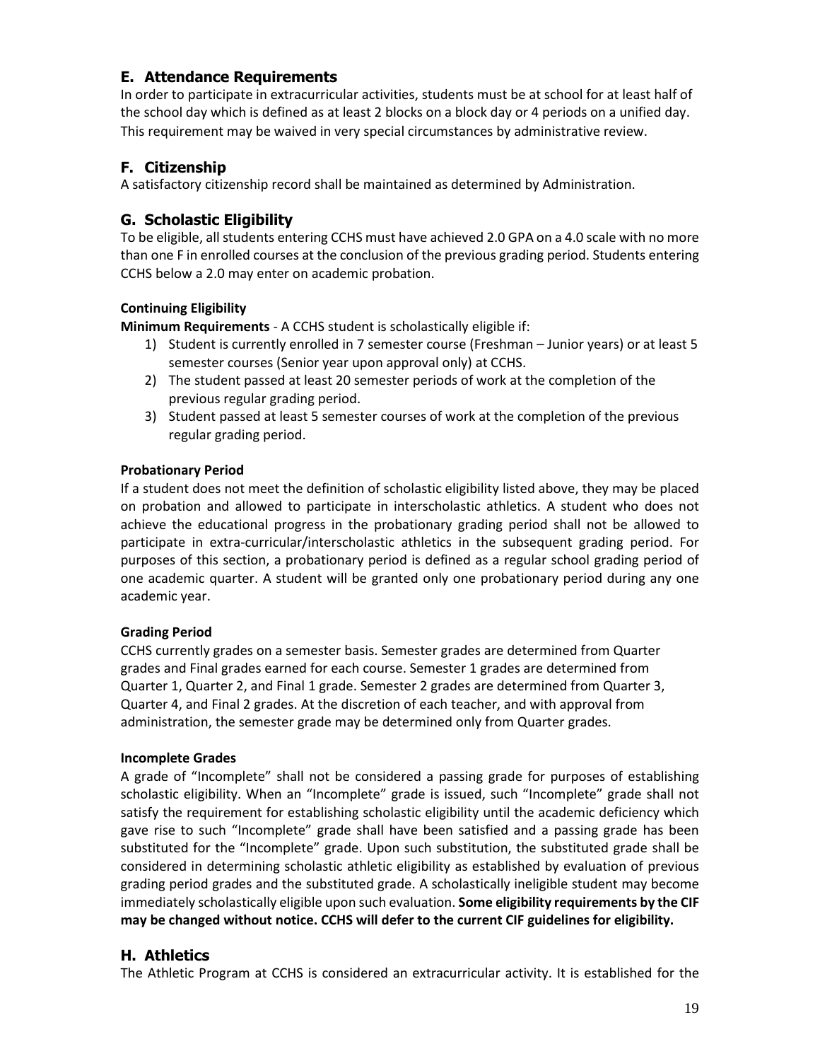## E. Attendance Requirements

In order to participate in extracurricular activities, students must be at school for at least half of the school day which is defined as at least 2 blocks on a block day or 4 periods on a unified day. This requirement may be waived in very special circumstances by administrative review.

## F. Citizenship

A satisfactory citizenship record shall be maintained as determined by Administration.

## G. Scholastic Eligibility

To be eligible, all students entering CCHS must have achieved 2.0 GPA on a 4.0 scale with no more than one F in enrolled courses at the conclusion of the previous grading period. Students entering CCHS below a 2.0 may enter on academic probation.

**Continuing Eligibility**

**Minimum Requirements** - A CCHS student is scholastically eligible if:

1) Student is currently enrolled in 7 semester course (Freshman – Junior years) or at least 5 semester courses (Senior year upon approval only) at CCHS.
2) The student passed at least 20 semester periods of work at the completion of the previous regular grading period.
3) Student passed at least 5 semester courses of work at the completion of the previous regular grading period.

**Probationary Period**

If a student does not meet the definition of scholastic eligibility listed above, they may be placed on probation and allowed to participate in interscholastic athletics. A student who does not achieve the educational progress in the probationary grading period shall not be allowed to participate in extra-curricular/interscholastic athletics in the subsequent grading period. For purposes of this section, a probationary period is defined as a regular school grading period of one academic quarter. A student will be granted only one probationary period during any one academic year.

**Grading Period**

CCHS currently grades on a semester basis. Semester grades are determined from Quarter grades and Final grades earned for each course. Semester 1 grades are determined from Quarter 1, Quarter 2, and Final 1 grade. Semester 2 grades are determined from Quarter 3, Quarter 4, and Final 2 grades. At the discretion of each teacher, and with approval from administration, the semester grade may be determined only from Quarter grades.

**Incomplete Grades**

A grade of "Incomplete" shall not be considered a passing grade for purposes of establishing scholastic eligibility. When an "Incomplete" grade is issued, such "Incomplete" grade shall not satisfy the requirement for establishing scholastic eligibility until the academic deficiency which gave rise to such "Incomplete" grade shall have been satisfied and a passing grade has been substituted for the "Incomplete" grade. Upon such substitution, the substituted grade shall be considered in determining scholastic athletic eligibility as established by evaluation of previous grading period grades and the substituted grade. A scholastically ineligible student may become immediately scholastically eligible upon such evaluation. **Some eligibility requirements by the CIF may be changed without notice. CCHS will defer to the current CIF guidelines for eligibility.**

## H. Athletics

The Athletic Program at CCHS is considered an extracurricular activity. It is established for the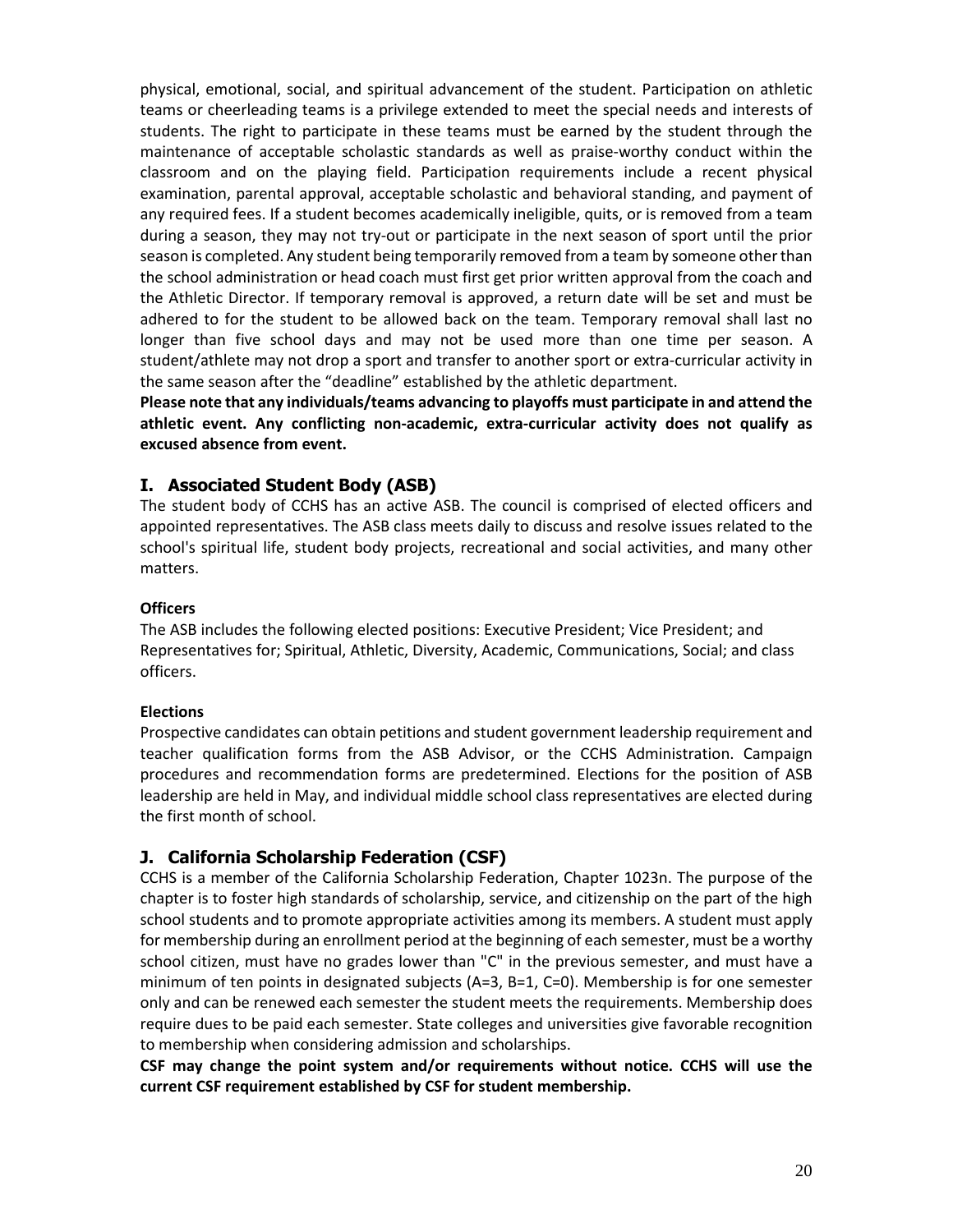physical, emotional, social, and spiritual advancement of the student. Participation on athletic teams or cheerleading teams is a privilege extended to meet the special needs and interests of students. The right to participate in these teams must be earned by the student through the maintenance of acceptable scholastic standards as well as praise-worthy conduct within the classroom and on the playing field. Participation requirements include a recent physical examination, parental approval, acceptable scholastic and behavioral standing, and payment of any required fees. If a student becomes academically ineligible, quits, or is removed from a team during a season, they may not try-out or participate in the next season of sport until the prior season is completed. Any student being temporarily removed from a team by someone other than the school administration or head coach must first get prior written approval from the coach and the Athletic Director. If temporary removal is approved, a return date will be set and must be adhered to for the student to be allowed back on the team. Temporary removal shall last no longer than five school days and may not be used more than one time per season. A student/athlete may not drop a sport and transfer to another sport or extra-curricular activity in the same season after the "deadline" established by the athletic department.

**Please note that any individuals/teams advancing to playoffs must participate in and attend the athletic event. Any conflicting non-academic, extra-curricular activity does not qualify as excused absence from event.**

## I. Associated Student Body (ASB)

The student body of CCHS has an active ASB. The council is comprised of elected officers and appointed representatives. The ASB class meets daily to discuss and resolve issues related to the school's spiritual life, student body projects, recreational and social activities, and many other matters.

**Officers**

The ASB includes the following elected positions: Executive President; Vice President; and Representatives for; Spiritual, Athletic, Diversity, Academic, Communications, Social; and class officers.

**Elections**

Prospective candidates can obtain petitions and student government leadership requirement and teacher qualification forms from the ASB Advisor, or the CCHS Administration. Campaign procedures and recommendation forms are predetermined. Elections for the position of ASB leadership are held in May, and individual middle school class representatives are elected during the first month of school.

## J. California Scholarship Federation (CSF)

CCHS is a member of the California Scholarship Federation, Chapter 1023n. The purpose of the chapter is to foster high standards of scholarship, service, and citizenship on the part of the high school students and to promote appropriate activities among its members. A student must apply for membership during an enrollment period at the beginning of each semester, must be a worthy school citizen, must have no grades lower than "C" in the previous semester, and must have a minimum of ten points in designated subjects (A=3, B=1, C=0). Membership is for one semester only and can be renewed each semester the student meets the requirements. Membership does require dues to be paid each semester. State colleges and universities give favorable recognition to membership when considering admission and scholarships.

**CSF may change the point system and/or requirements without notice. CCHS will use the current CSF requirement established by CSF for student membership.**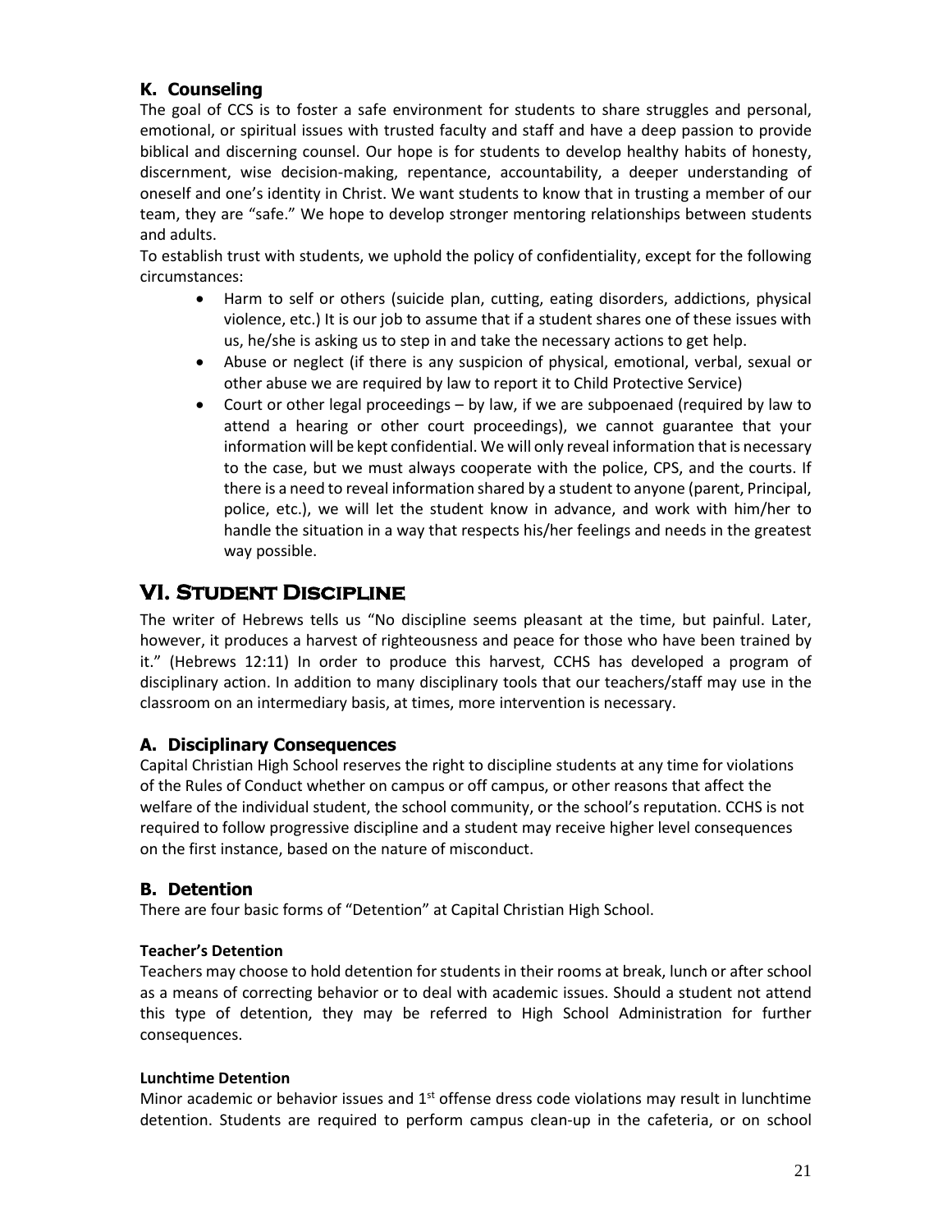### K. Counseling

The goal of CCS is to foster a safe environment for students to share struggles and personal, emotional, or spiritual issues with trusted faculty and staff and have a deep passion to provide biblical and discerning counsel. Our hope is for students to develop healthy habits of honesty, discernment, wise decision-making, repentance, accountability, a deeper understanding of oneself and one's identity in Christ. We want students to know that in trusting a member of our team, they are "safe." We hope to develop stronger mentoring relationships between students and adults.

To establish trust with students, we uphold the policy of confidentiality, except for the following circumstances:

- Harm to self or others (suicide plan, cutting, eating disorders, addictions, physical violence, etc.) It is our job to assume that if a student shares one of these issues with us, he/she is asking us to step in and take the necessary actions to get help.
- Abuse or neglect (if there is any suspicion of physical, emotional, verbal, sexual or other abuse we are required by law to report it to Child Protective Service)
- Court or other legal proceedings – by law, if we are subpoenaed (required by law to attend a hearing or other court proceedings), we cannot guarantee that your information will be kept confidential. We will only reveal information that is necessary to the case, but we must always cooperate with the police, CPS, and the courts. If there is a need to reveal information shared by a student to anyone (parent, Principal, police, etc.), we will let the student know in advance, and work with him/her to handle the situation in a way that respects his/her feelings and needs in the greatest way possible.

## VI. Student Discipline

The writer of Hebrews tells us "No discipline seems pleasant at the time, but painful. Later, however, it produces a harvest of righteousness and peace for those who have been trained by it." (Hebrews 12:11) In order to produce this harvest, CCHS has developed a program of disciplinary action. In addition to many disciplinary tools that our teachers/staff may use in the classroom on an intermediary basis, at times, more intervention is necessary.

### A. Disciplinary Consequences

Capital Christian High School reserves the right to discipline students at any time for violations of the Rules of Conduct whether on campus or off campus, or other reasons that affect the welfare of the individual student, the school community, or the school's reputation. CCHS is not required to follow progressive discipline and a student may receive higher level consequences on the first instance, based on the nature of misconduct.

### B. Detention

There are four basic forms of "Detention" at Capital Christian High School.

#### Teacher's Detention

Teachers may choose to hold detention for students in their rooms at break, lunch or after school as a means of correcting behavior or to deal with academic issues. Should a student not attend this type of detention, they may be referred to High School Administration for further consequences.

#### Lunchtime Detention

Minor academic or behavior issues and 1st offense dress code violations may result in lunchtime detention. Students are required to perform campus clean-up in the cafeteria, or on school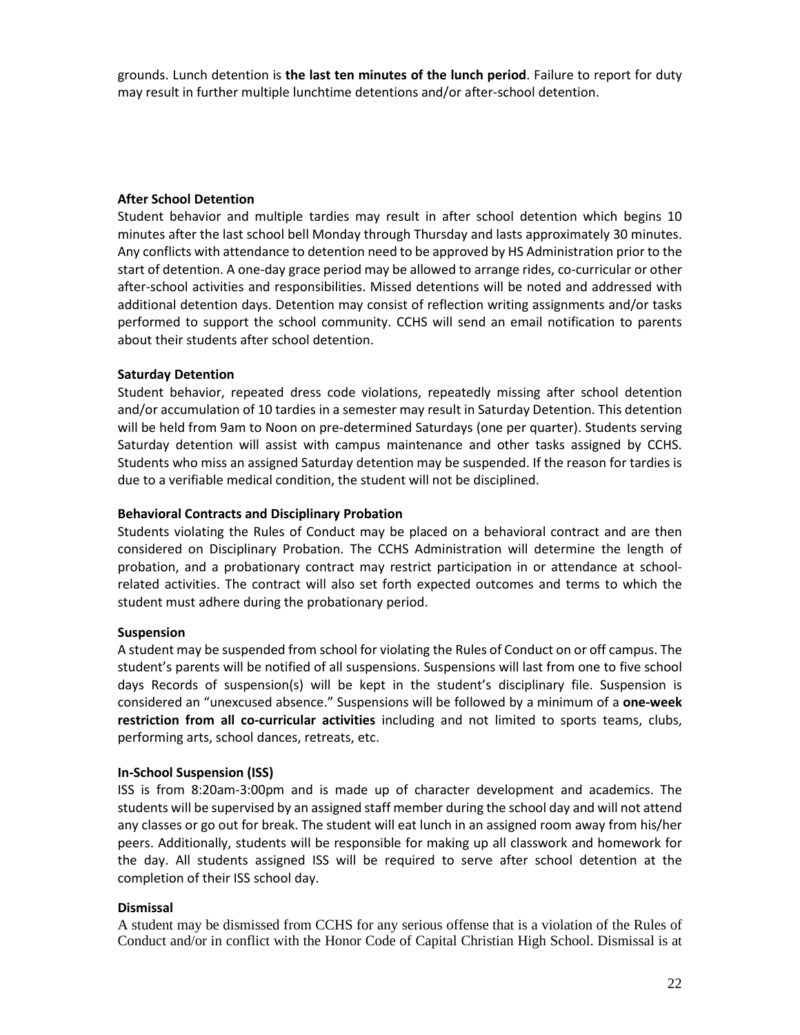grounds. Lunch detention is **the last ten minutes of the lunch period**. Failure to report for duty may result in further multiple lunchtime detentions and/or after-school detention.

**After School Detention**

Student behavior and multiple tardies may result in after school detention which begins 10 minutes after the last school bell Monday through Thursday and lasts approximately 30 minutes. Any conflicts with attendance to detention need to be approved by HS Administration prior to the start of detention. A one-day grace period may be allowed to arrange rides, co-curricular or other after-school activities and responsibilities. Missed detentions will be noted and addressed with additional detention days. Detention may consist of reflection writing assignments and/or tasks performed to support the school community. CCHS will send an email notification to parents about their students after school detention.

**Saturday Detention**

Student behavior, repeated dress code violations, repeatedly missing after school detention and/or accumulation of 10 tardies in a semester may result in Saturday Detention. This detention will be held from 9am to Noon on pre-determined Saturdays (one per quarter). Students serving Saturday detention will assist with campus maintenance and other tasks assigned by CCHS. Students who miss an assigned Saturday detention may be suspended. If the reason for tardies is due to a verifiable medical condition, the student will not be disciplined.

**Behavioral Contracts and Disciplinary Probation**

Students violating the Rules of Conduct may be placed on a behavioral contract and are then considered on Disciplinary Probation. The CCHS Administration will determine the length of probation, and a probationary contract may restrict participation in or attendance at school-related activities. The contract will also set forth expected outcomes and terms to which the student must adhere during the probationary period.

**Suspension**

A student may be suspended from school for violating the Rules of Conduct on or off campus. The student's parents will be notified of all suspensions. Suspensions will last from one to five school days Records of suspension(s) will be kept in the student's disciplinary file. Suspension is considered an "unexcused absence." Suspensions will be followed by a minimum of a **one-week restriction from all co-curricular activities** including and not limited to sports teams, clubs, performing arts, school dances, retreats, etc.

**In-School Suspension (ISS)**

ISS is from 8:20am-3:00pm and is made up of character development and academics. The students will be supervised by an assigned staff member during the school day and will not attend any classes or go out for break. The student will eat lunch in an assigned room away from his/her peers. Additionally, students will be responsible for making up all classwork and homework for the day. All students assigned ISS will be required to serve after school detention at the completion of their ISS school day.

**Dismissal**

A student may be dismissed from CCHS for any serious offense that is a violation of the Rules of Conduct and/or in conflict with the Honor Code of Capital Christian High School. Dismissal is at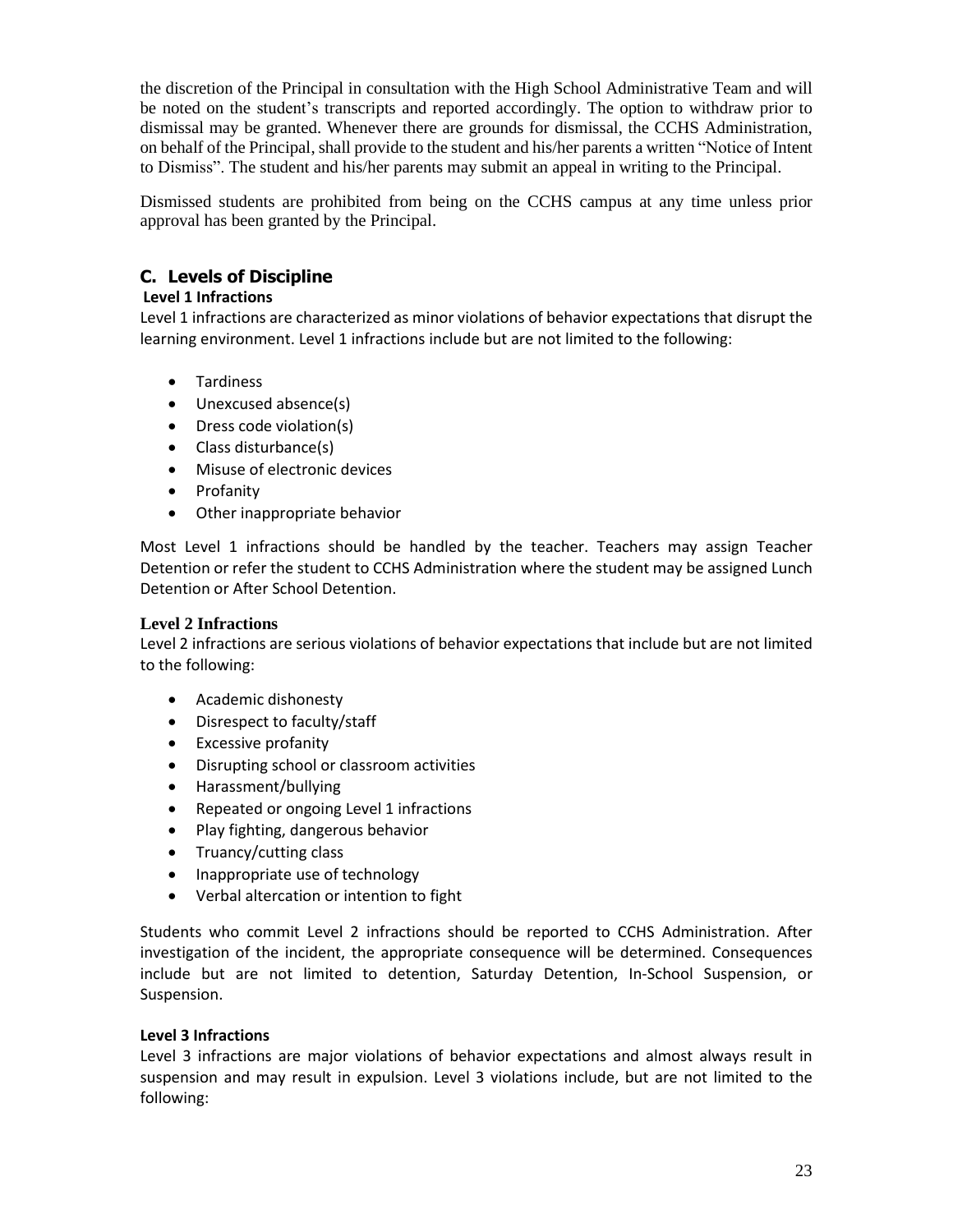the discretion of the Principal in consultation with the High School Administrative Team and will be noted on the student's transcripts and reported accordingly. The option to withdraw prior to dismissal may be granted. Whenever there are grounds for dismissal, the CCHS Administration, on behalf of the Principal, shall provide to the student and his/her parents a written "Notice of Intent to Dismiss". The student and his/her parents may submit an appeal in writing to the Principal.

Dismissed students are prohibited from being on the CCHS campus at any time unless prior approval has been granted by the Principal.

## C. Levels of Discipline

**Level 1 Infractions**

Level 1 infractions are characterized as minor violations of behavior expectations that disrupt the learning environment. Level 1 infractions include but are not limited to the following:

- Tardiness
- Unexcused absence(s)
- Dress code violation(s)
- Class disturbance(s)
- Misuse of electronic devices
- Profanity
- Other inappropriate behavior

Most Level 1 infractions should be handled by the teacher. Teachers may assign Teacher Detention or refer the student to CCHS Administration where the student may be assigned Lunch Detention or After School Detention.

**Level 2 Infractions**

Level 2 infractions are serious violations of behavior expectations that include but are not limited to the following:

- Academic dishonesty
- Disrespect to faculty/staff
- Excessive profanity
- Disrupting school or classroom activities
- Harassment/bullying
- Repeated or ongoing Level 1 infractions
- Play fighting, dangerous behavior
- Truancy/cutting class
- Inappropriate use of technology
- Verbal altercation or intention to fight

Students who commit Level 2 infractions should be reported to CCHS Administration. After investigation of the incident, the appropriate consequence will be determined. Consequences include but are not limited to detention, Saturday Detention, In-School Suspension, or Suspension.

**Level 3 Infractions**

Level 3 infractions are major violations of behavior expectations and almost always result in suspension and may result in expulsion. Level 3 violations include, but are not limited to the following: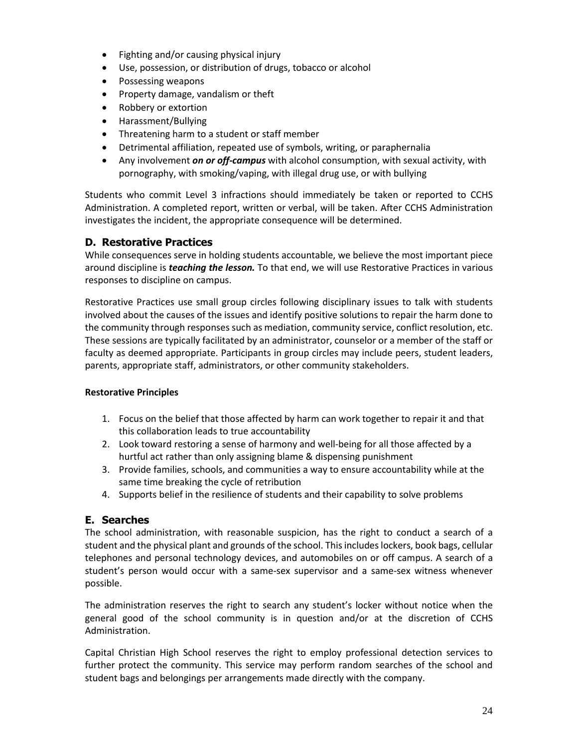- Fighting and/or causing physical injury
- Use, possession, or distribution of drugs, tobacco or alcohol
- Possessing weapons
- Property damage, vandalism or theft
- Robbery or extortion
- Harassment/Bullying
- Threatening harm to a student or staff member
- Detrimental affiliation, repeated use of symbols, writing, or paraphernalia
- Any involvement ***on or off-campus*** with alcohol consumption, with sexual activity, with pornography, with smoking/vaping, with illegal drug use, or with bullying

Students who commit Level 3 infractions should immediately be taken or reported to CCHS Administration. A completed report, written or verbal, will be taken. After CCHS Administration investigates the incident, the appropriate consequence will be determined.

## D. Restorative Practices

While consequences serve in holding students accountable, we believe the most important piece around discipline is ***teaching the lesson.*** To that end, we will use Restorative Practices in various responses to discipline on campus.

Restorative Practices use small group circles following disciplinary issues to talk with students involved about the causes of the issues and identify positive solutions to repair the harm done to the community through responses such as mediation, community service, conflict resolution, etc. These sessions are typically facilitated by an administrator, counselor or a member of the staff or faculty as deemed appropriate. Participants in group circles may include peers, student leaders, parents, appropriate staff, administrators, or other community stakeholders.

**Restorative Principles**

1. Focus on the belief that those affected by harm can work together to repair it and that this collaboration leads to true accountability
2. Look toward restoring a sense of harmony and well-being for all those affected by a hurtful act rather than only assigning blame & dispensing punishment
3. Provide families, schools, and communities a way to ensure accountability while at the same time breaking the cycle of retribution
4. Supports belief in the resilience of students and their capability to solve problems

## E. Searches

The school administration, with reasonable suspicion, has the right to conduct a search of a student and the physical plant and grounds of the school. This includes lockers, book bags, cellular telephones and personal technology devices, and automobiles on or off campus. A search of a student's person would occur with a same-sex supervisor and a same-sex witness whenever possible.

The administration reserves the right to search any student's locker without notice when the general good of the school community is in question and/or at the discretion of CCHS Administration.

Capital Christian High School reserves the right to employ professional detection services to further protect the community. This service may perform random searches of the school and student bags and belongings per arrangements made directly with the company.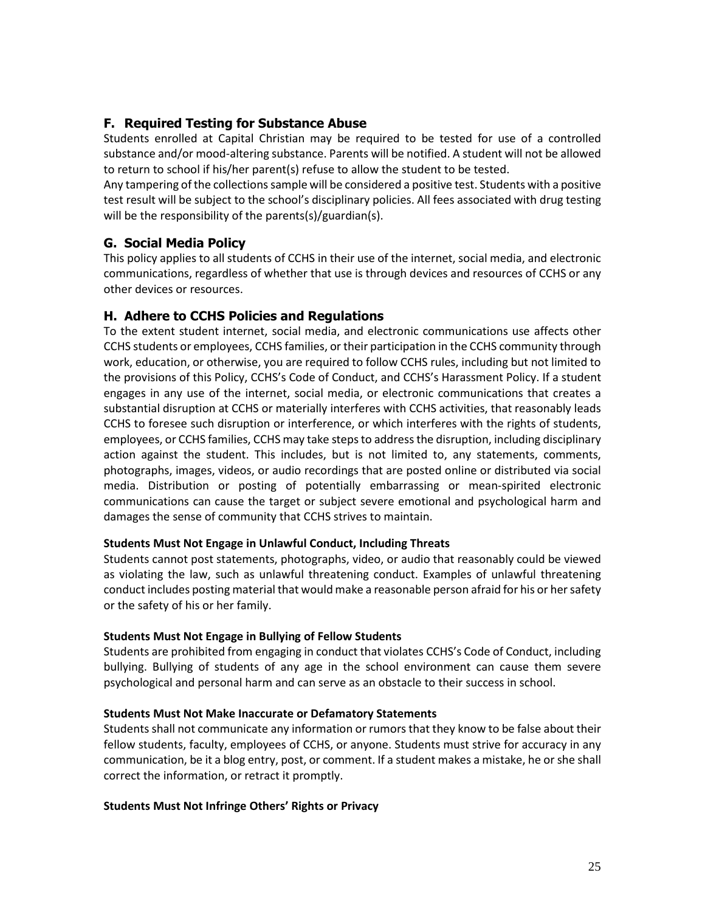## F. Required Testing for Substance Abuse

Students enrolled at Capital Christian may be required to be tested for use of a controlled substance and/or mood-altering substance. Parents will be notified. A student will not be allowed to return to school if his/her parent(s) refuse to allow the student to be tested.

Any tampering of the collections sample will be considered a positive test. Students with a positive test result will be subject to the school's disciplinary policies. All fees associated with drug testing will be the responsibility of the parents(s)/guardian(s).

## G. Social Media Policy

This policy applies to all students of CCHS in their use of the internet, social media, and electronic communications, regardless of whether that use is through devices and resources of CCHS or any other devices or resources.

## H. Adhere to CCHS Policies and Regulations

To the extent student internet, social media, and electronic communications use affects other CCHS students or employees, CCHS families, or their participation in the CCHS community through work, education, or otherwise, you are required to follow CCHS rules, including but not limited to the provisions of this Policy, CCHS's Code of Conduct, and CCHS's Harassment Policy. If a student engages in any use of the internet, social media, or electronic communications that creates a substantial disruption at CCHS or materially interferes with CCHS activities, that reasonably leads CCHS to foresee such disruption or interference, or which interferes with the rights of students, employees, or CCHS families, CCHS may take steps to address the disruption, including disciplinary action against the student. This includes, but is not limited to, any statements, comments, photographs, images, videos, or audio recordings that are posted online or distributed via social media. Distribution or posting of potentially embarrassing or mean-spirited electronic communications can cause the target or subject severe emotional and psychological harm and damages the sense of community that CCHS strives to maintain.

**Students Must Not Engage in Unlawful Conduct, Including Threats**

Students cannot post statements, photographs, video, or audio that reasonably could be viewed as violating the law, such as unlawful threatening conduct. Examples of unlawful threatening conduct includes posting material that would make a reasonable person afraid for his or her safety or the safety of his or her family.

**Students Must Not Engage in Bullying of Fellow Students**

Students are prohibited from engaging in conduct that violates CCHS's Code of Conduct, including bullying. Bullying of students of any age in the school environment can cause them severe psychological and personal harm and can serve as an obstacle to their success in school.

**Students Must Not Make Inaccurate or Defamatory Statements**

Students shall not communicate any information or rumors that they know to be false about their fellow students, faculty, employees of CCHS, or anyone. Students must strive for accuracy in any communication, be it a blog entry, post, or comment. If a student makes a mistake, he or she shall correct the information, or retract it promptly.

**Students Must Not Infringe Others' Rights or Privacy**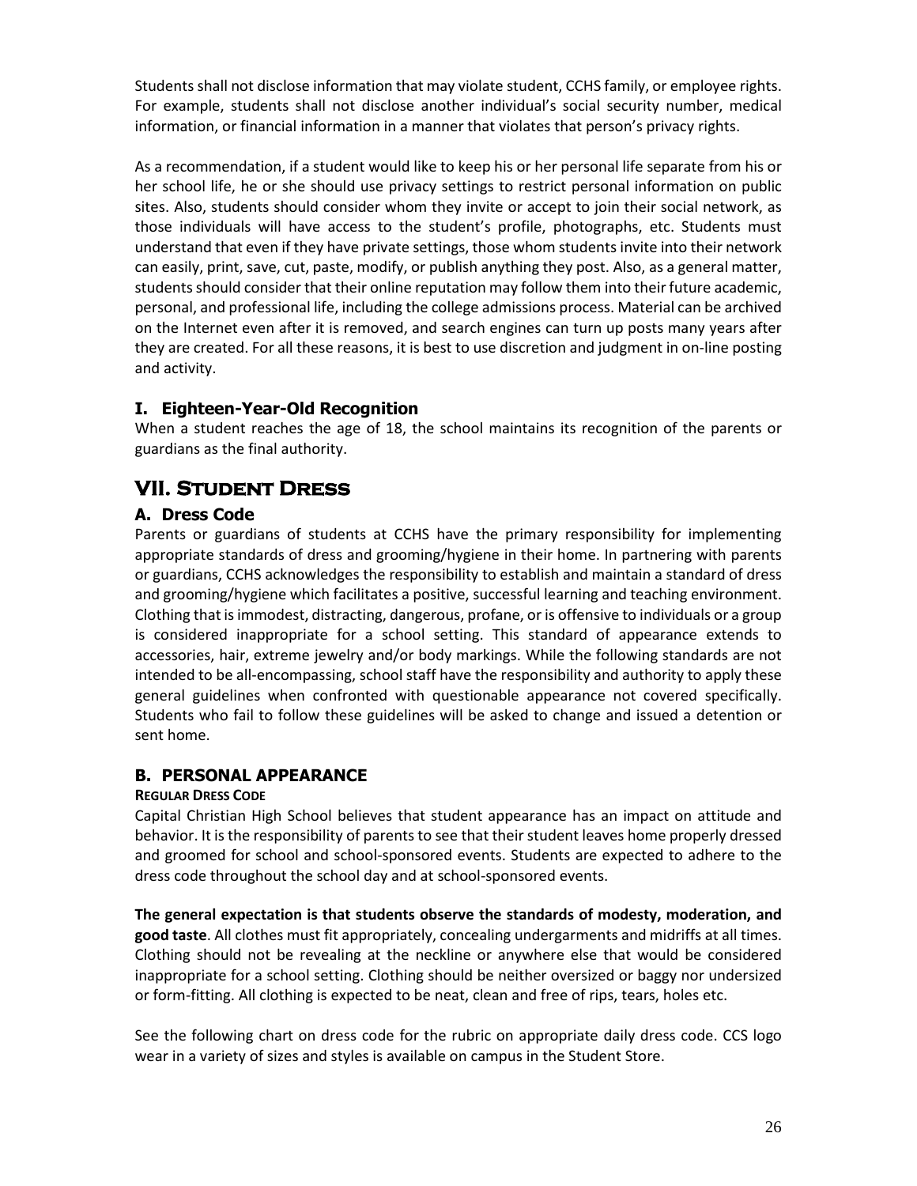Students shall not disclose information that may violate student, CCHS family, or employee rights. For example, students shall not disclose another individual's social security number, medical information, or financial information in a manner that violates that person's privacy rights.

As a recommendation, if a student would like to keep his or her personal life separate from his or her school life, he or she should use privacy settings to restrict personal information on public sites. Also, students should consider whom they invite or accept to join their social network, as those individuals will have access to the student's profile, photographs, etc. Students must understand that even if they have private settings, those whom students invite into their network can easily, print, save, cut, paste, modify, or publish anything they post. Also, as a general matter, students should consider that their online reputation may follow them into their future academic, personal, and professional life, including the college admissions process. Material can be archived on the Internet even after it is removed, and search engines can turn up posts many years after they are created. For all these reasons, it is best to use discretion and judgment in on-line posting and activity.

### I. Eighteen-Year-Old Recognition

When a student reaches the age of 18, the school maintains its recognition of the parents or guardians as the final authority.

## VII. Student Dress

### A. Dress Code

Parents or guardians of students at CCHS have the primary responsibility for implementing appropriate standards of dress and grooming/hygiene in their home. In partnering with parents or guardians, CCHS acknowledges the responsibility to establish and maintain a standard of dress and grooming/hygiene which facilitates a positive, successful learning and teaching environment. Clothing that is immodest, distracting, dangerous, profane, or is offensive to individuals or a group is considered inappropriate for a school setting. This standard of appearance extends to accessories, hair, extreme jewelry and/or body markings. While the following standards are not intended to be all-encompassing, school staff have the responsibility and authority to apply these general guidelines when confronted with questionable appearance not covered specifically. Students who fail to follow these guidelines will be asked to change and issued a detention or sent home.

### B. PERSONAL APPEARANCE

**REGULAR DRESS CODE**

Capital Christian High School believes that student appearance has an impact on attitude and behavior. It is the responsibility of parents to see that their student leaves home properly dressed and groomed for school and school-sponsored events. Students are expected to adhere to the dress code throughout the school day and at school-sponsored events.

**The general expectation is that students observe the standards of modesty, moderation, and good taste**. All clothes must fit appropriately, concealing undergarments and midriffs at all times. Clothing should not be revealing at the neckline or anywhere else that would be considered inappropriate for a school setting. Clothing should be neither oversized or baggy nor undersized or form-fitting. All clothing is expected to be neat, clean and free of rips, tears, holes etc.

See the following chart on dress code for the rubric on appropriate daily dress code. CCS logo wear in a variety of sizes and styles is available on campus in the Student Store.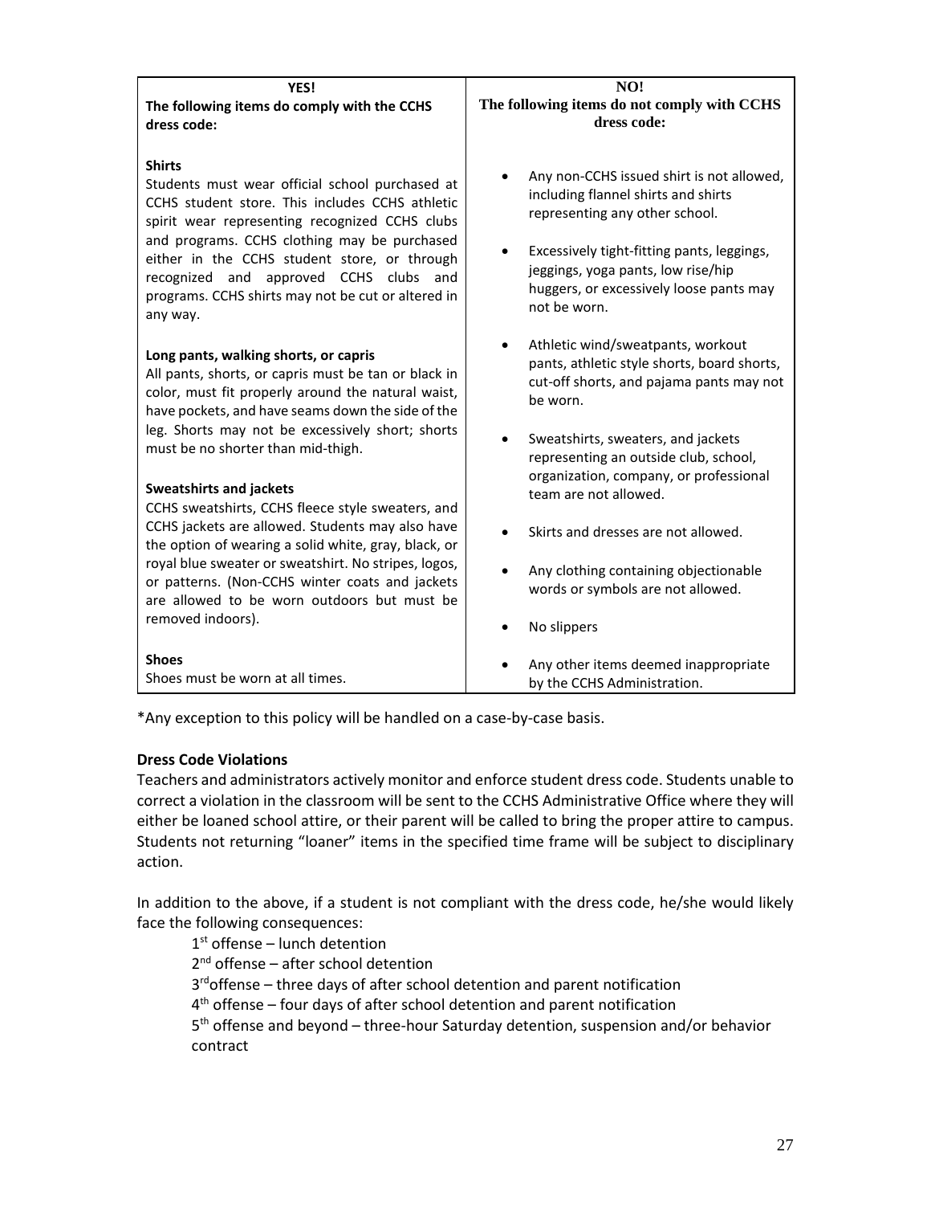| YES!<br>The following items do comply with the CCHS dress code: | NO!<br>The following items do not comply with CCHS dress code: |
|---|---|
| **Shirts**<br>Students must wear official school purchased at CCHS student store. This includes CCHS athletic spirit wear representing recognized CCHS clubs and programs. CCHS clothing may be purchased either in the CCHS student store, or through recognized and approved CCHS clubs and programs. CCHS shirts may not be cut or altered in any way.<br><br>**Long pants, walking shorts, or capris**<br>All pants, shorts, or capris must be tan or black in color, must fit properly around the natural waist, have pockets, and have seams down the side of the leg. Shorts may not be excessively short; shorts must be no shorter than mid-thigh.<br><br>**Sweatshirts and jackets**<br>CCHS sweatshirts, CCHS fleece style sweaters, and CCHS jackets are allowed. Students may also have the option of wearing a solid white, gray, black, or royal blue sweater or sweatshirt. No stripes, logos, or patterns. (Non-CCHS winter coats and jackets are allowed to be worn outdoors but must be removed indoors).<br><br>**Shoes**<br>Shoes must be worn at all times. | • Any non-CCHS issued shirt is not allowed, including flannel shirts and shirts representing any other school.<br>• Excessively tight-fitting pants, leggings, jeggings, yoga pants, low rise/hip huggers, or excessively loose pants may not be worn.<br>• Athletic wind/sweatpants, workout pants, athletic style shorts, board shorts, cut-off shorts, and pajama pants may not be worn.<br>• Sweatshirts, sweaters, and jackets representing an outside club, school, organization, company, or professional team are not allowed.<br>• Skirts and dresses are not allowed.<br>• Any clothing containing objectionable words or symbols are not allowed.<br>• No slippers<br>• Any other items deemed inappropriate by the CCHS Administration. |

*Any exception to this policy will be handled on a case-by-case basis.

**Dress Code Violations**

Teachers and administrators actively monitor and enforce student dress code. Students unable to correct a violation in the classroom will be sent to the CCHS Administrative Office where they will either be loaned school attire, or their parent will be called to bring the proper attire to campus. Students not returning "loaner" items in the specified time frame will be subject to disciplinary action.

In addition to the above, if a student is not compliant with the dress code, he/she would likely face the following consequences:

1st offense – lunch detention
2nd offense – after school detention
3rd offense – three days of after school detention and parent notification
4th offense – four days of after school detention and parent notification
5th offense and beyond – three-hour Saturday detention, suspension and/or behavior contract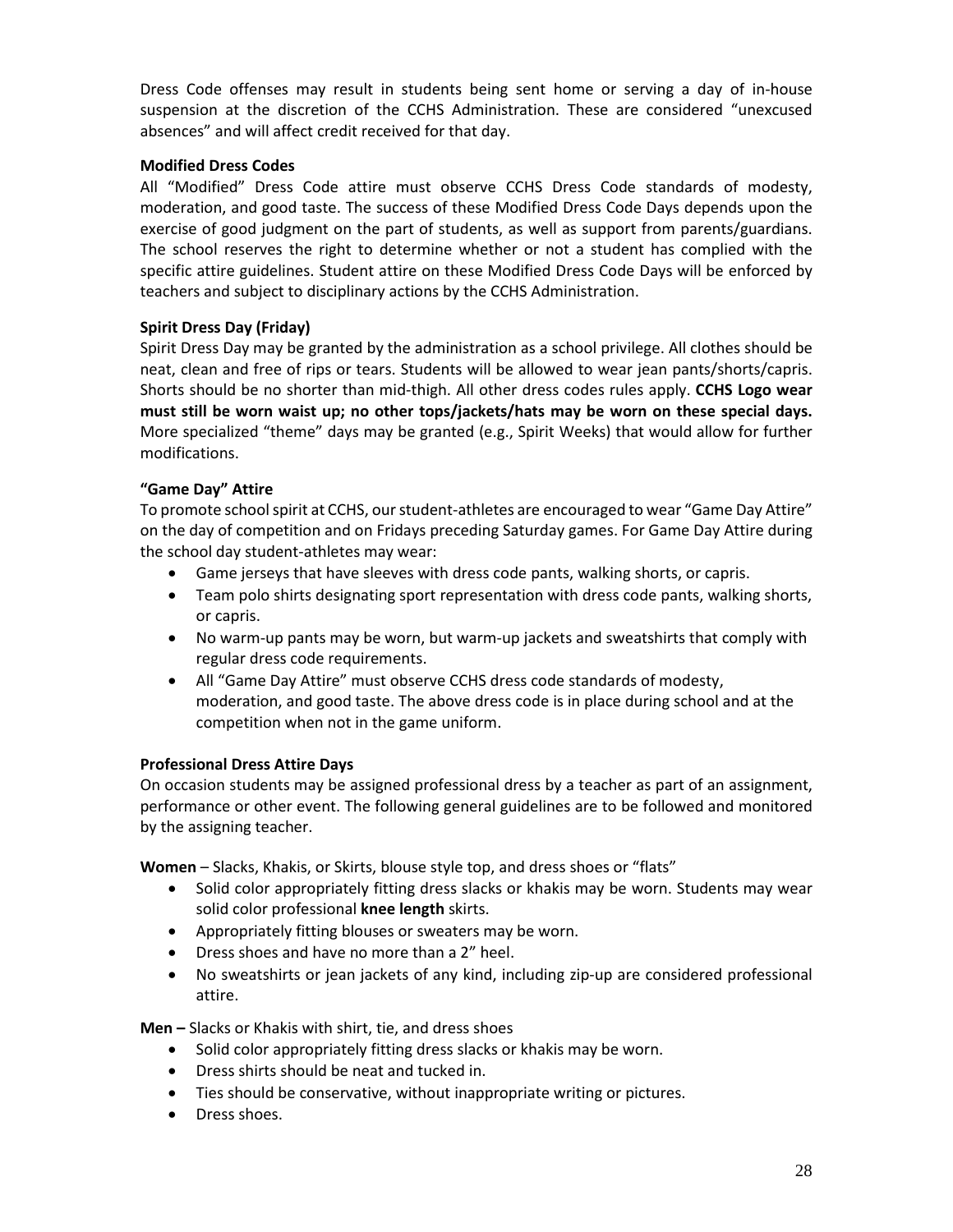Dress Code offenses may result in students being sent home or serving a day of in-house suspension at the discretion of the CCHS Administration. These are considered "unexcused absences" and will affect credit received for that day.

### Modified Dress Codes

All "Modified" Dress Code attire must observe CCHS Dress Code standards of modesty, moderation, and good taste. The success of these Modified Dress Code Days depends upon the exercise of good judgment on the part of students, as well as support from parents/guardians. The school reserves the right to determine whether or not a student has complied with the specific attire guidelines. Student attire on these Modified Dress Code Days will be enforced by teachers and subject to disciplinary actions by the CCHS Administration.

### Spirit Dress Day (Friday)

Spirit Dress Day may be granted by the administration as a school privilege. All clothes should be neat, clean and free of rips or tears. Students will be allowed to wear jean pants/shorts/capris. Shorts should be no shorter than mid-thigh. All other dress codes rules apply. **CCHS Logo wear must still be worn waist up; no other tops/jackets/hats may be worn on these special days.** More specialized "theme" days may be granted (e.g., Spirit Weeks) that would allow for further modifications.

### "Game Day" Attire

To promote school spirit at CCHS, our student-athletes are encouraged to wear "Game Day Attire" on the day of competition and on Fridays preceding Saturday games. For Game Day Attire during the school day student-athletes may wear:

- Game jerseys that have sleeves with dress code pants, walking shorts, or capris.
- Team polo shirts designating sport representation with dress code pants, walking shorts, or capris.
- No warm-up pants may be worn, but warm-up jackets and sweatshirts that comply with regular dress code requirements.
- All "Game Day Attire" must observe CCHS dress code standards of modesty, moderation, and good taste. The above dress code is in place during school and at the competition when not in the game uniform.

### Professional Dress Attire Days

On occasion students may be assigned professional dress by a teacher as part of an assignment, performance or other event. The following general guidelines are to be followed and monitored by the assigning teacher.

**Women** – Slacks, Khakis, or Skirts, blouse style top, and dress shoes or "flats"

- Solid color appropriately fitting dress slacks or khakis may be worn. Students may wear solid color professional **knee length** skirts.
- Appropriately fitting blouses or sweaters may be worn.
- Dress shoes and have no more than a 2" heel.
- No sweatshirts or jean jackets of any kind, including zip-up are considered professional attire.

**Men –** Slacks or Khakis with shirt, tie, and dress shoes

- Solid color appropriately fitting dress slacks or khakis may be worn.
- Dress shirts should be neat and tucked in.
- Ties should be conservative, without inappropriate writing or pictures.
- Dress shoes.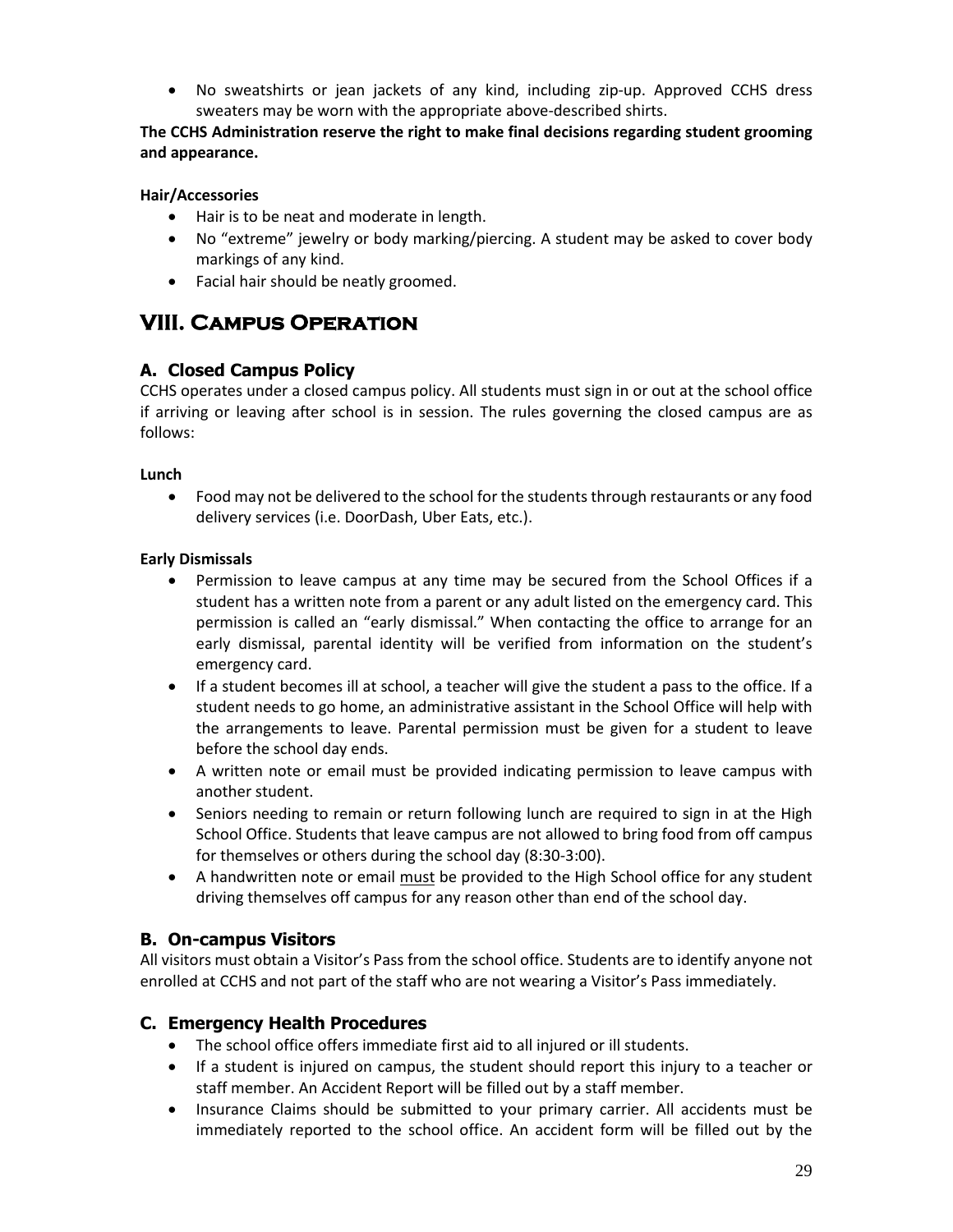- No sweatshirts or jean jackets of any kind, including zip-up. Approved CCHS dress sweaters may be worn with the appropriate above-described shirts.

**The CCHS Administration reserve the right to make final decisions regarding student grooming and appearance.**

**Hair/Accessories**

- Hair is to be neat and moderate in length.
- No "extreme" jewelry or body marking/piercing. A student may be asked to cover body markings of any kind.
- Facial hair should be neatly groomed.

# VIII. Campus Operation

## A. Closed Campus Policy

CCHS operates under a closed campus policy. All students must sign in or out at the school office if arriving or leaving after school is in session. The rules governing the closed campus are as follows:

**Lunch**

- Food may not be delivered to the school for the students through restaurants or any food delivery services (i.e. DoorDash, Uber Eats, etc.).

**Early Dismissals**

- Permission to leave campus at any time may be secured from the School Offices if a student has a written note from a parent or any adult listed on the emergency card. This permission is called an "early dismissal." When contacting the office to arrange for an early dismissal, parental identity will be verified from information on the student's emergency card.
- If a student becomes ill at school, a teacher will give the student a pass to the office. If a student needs to go home, an administrative assistant in the School Office will help with the arrangements to leave. Parental permission must be given for a student to leave before the school day ends.
- A written note or email must be provided indicating permission to leave campus with another student.
- Seniors needing to remain or return following lunch are required to sign in at the High School Office. Students that leave campus are not allowed to bring food from off campus for themselves or others during the school day (8:30-3:00).
- A handwritten note or email <u>must</u> be provided to the High School office for any student driving themselves off campus for any reason other than end of the school day.

## B. On-campus Visitors

All visitors must obtain a Visitor's Pass from the school office. Students are to identify anyone not enrolled at CCHS and not part of the staff who are not wearing a Visitor's Pass immediately.

## C. Emergency Health Procedures

- The school office offers immediate first aid to all injured or ill students.
- If a student is injured on campus, the student should report this injury to a teacher or staff member. An Accident Report will be filled out by a staff member.
- Insurance Claims should be submitted to your primary carrier. All accidents must be immediately reported to the school office. An accident form will be filled out by the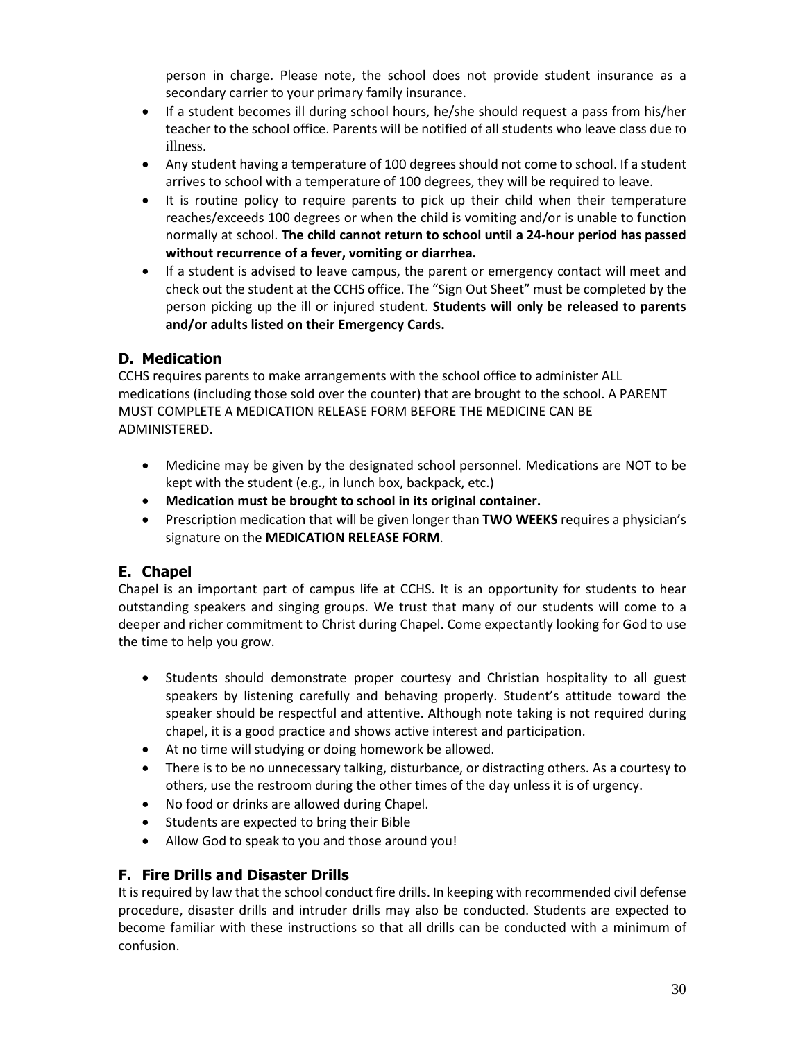person in charge. Please note, the school does not provide student insurance as a secondary carrier to your primary family insurance.

- If a student becomes ill during school hours, he/she should request a pass from his/her teacher to the school office. Parents will be notified of all students who leave class due to illness.
- Any student having a temperature of 100 degrees should not come to school. If a student arrives to school with a temperature of 100 degrees, they will be required to leave.
- It is routine policy to require parents to pick up their child when their temperature reaches/exceeds 100 degrees or when the child is vomiting and/or is unable to function normally at school. **The child cannot return to school until a 24-hour period has passed without recurrence of a fever, vomiting or diarrhea.**
- If a student is advised to leave campus, the parent or emergency contact will meet and check out the student at the CCHS office. The "Sign Out Sheet" must be completed by the person picking up the ill or injured student. **Students will only be released to parents and/or adults listed on their Emergency Cards.**

## D. Medication

CCHS requires parents to make arrangements with the school office to administer ALL medications (including those sold over the counter) that are brought to the school. A PARENT MUST COMPLETE A MEDICATION RELEASE FORM BEFORE THE MEDICINE CAN BE ADMINISTERED.

- Medicine may be given by the designated school personnel. Medications are NOT to be kept with the student (e.g., in lunch box, backpack, etc.)
- **Medication must be brought to school in its original container.**
- Prescription medication that will be given longer than **TWO WEEKS** requires a physician's signature on the **MEDICATION RELEASE FORM**.

## E. Chapel

Chapel is an important part of campus life at CCHS. It is an opportunity for students to hear outstanding speakers and singing groups. We trust that many of our students will come to a deeper and richer commitment to Christ during Chapel. Come expectantly looking for God to use the time to help you grow.

- Students should demonstrate proper courtesy and Christian hospitality to all guest speakers by listening carefully and behaving properly. Student's attitude toward the speaker should be respectful and attentive. Although note taking is not required during chapel, it is a good practice and shows active interest and participation.
- At no time will studying or doing homework be allowed.
- There is to be no unnecessary talking, disturbance, or distracting others. As a courtesy to others, use the restroom during the other times of the day unless it is of urgency.
- No food or drinks are allowed during Chapel.
- Students are expected to bring their Bible
- Allow God to speak to you and those around you!

## F. Fire Drills and Disaster Drills

It is required by law that the school conduct fire drills. In keeping with recommended civil defense procedure, disaster drills and intruder drills may also be conducted. Students are expected to become familiar with these instructions so that all drills can be conducted with a minimum of confusion.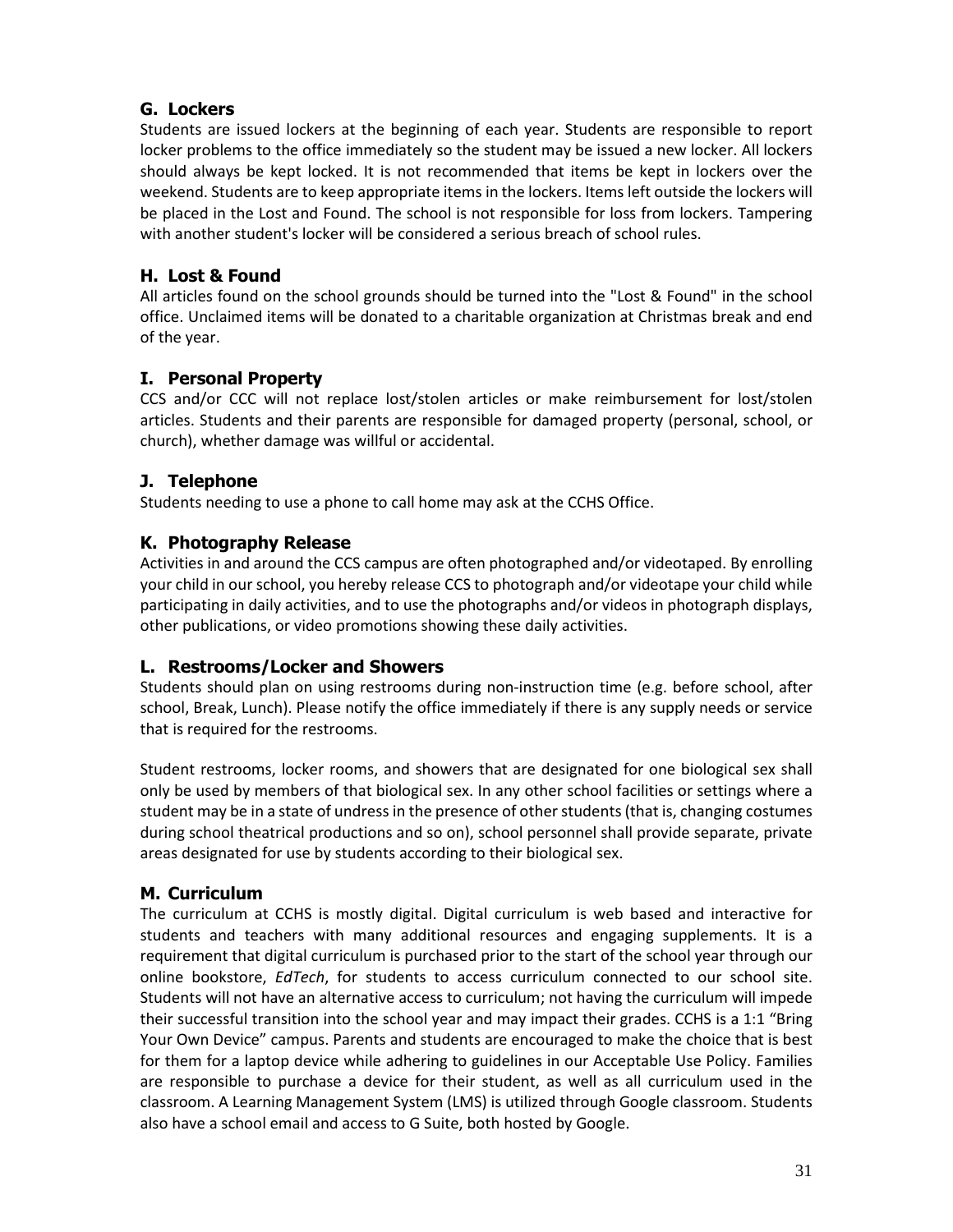### G. Lockers

Students are issued lockers at the beginning of each year. Students are responsible to report locker problems to the office immediately so the student may be issued a new locker. All lockers should always be kept locked. It is not recommended that items be kept in lockers over the weekend. Students are to keep appropriate items in the lockers. Items left outside the lockers will be placed in the Lost and Found. The school is not responsible for loss from lockers. Tampering with another student's locker will be considered a serious breach of school rules.

### H. Lost & Found

All articles found on the school grounds should be turned into the "Lost & Found" in the school office. Unclaimed items will be donated to a charitable organization at Christmas break and end of the year.

### I. Personal Property

CCS and/or CCC will not replace lost/stolen articles or make reimbursement for lost/stolen articles. Students and their parents are responsible for damaged property (personal, school, or church), whether damage was willful or accidental.

### J. Telephone

Students needing to use a phone to call home may ask at the CCHS Office.

### K. Photography Release

Activities in and around the CCS campus are often photographed and/or videotaped. By enrolling your child in our school, you hereby release CCS to photograph and/or videotape your child while participating in daily activities, and to use the photographs and/or videos in photograph displays, other publications, or video promotions showing these daily activities.

### L. Restrooms/Locker and Showers

Students should plan on using restrooms during non-instruction time (e.g. before school, after school, Break, Lunch). Please notify the office immediately if there is any supply needs or service that is required for the restrooms.

Student restrooms, locker rooms, and showers that are designated for one biological sex shall only be used by members of that biological sex. In any other school facilities or settings where a student may be in a state of undress in the presence of other students (that is, changing costumes during school theatrical productions and so on), school personnel shall provide separate, private areas designated for use by students according to their biological sex.

### M. Curriculum

The curriculum at CCHS is mostly digital. Digital curriculum is web based and interactive for students and teachers with many additional resources and engaging supplements. It is a requirement that digital curriculum is purchased prior to the start of the school year through our online bookstore, *EdTech*, for students to access curriculum connected to our school site. Students will not have an alternative access to curriculum; not having the curriculum will impede their successful transition into the school year and may impact their grades. CCHS is a 1:1 "Bring Your Own Device" campus. Parents and students are encouraged to make the choice that is best for them for a laptop device while adhering to guidelines in our Acceptable Use Policy. Families are responsible to purchase a device for their student, as well as all curriculum used in the classroom. A Learning Management System (LMS) is utilized through Google classroom. Students also have a school email and access to G Suite, both hosted by Google.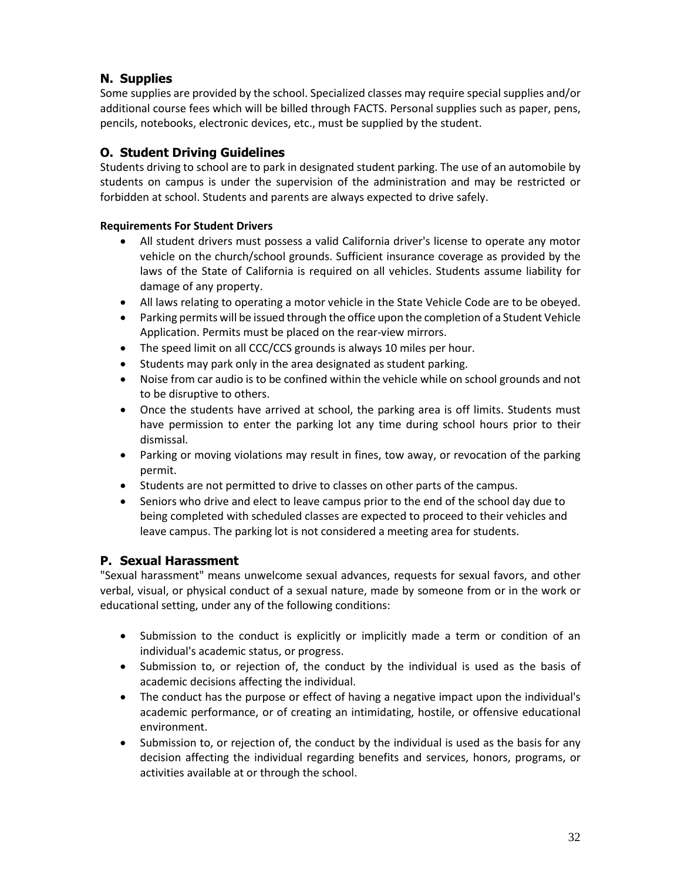## N. Supplies

Some supplies are provided by the school. Specialized classes may require special supplies and/or additional course fees which will be billed through FACTS. Personal supplies such as paper, pens, pencils, notebooks, electronic devices, etc., must be supplied by the student.

## O. Student Driving Guidelines

Students driving to school are to park in designated student parking. The use of an automobile by students on campus is under the supervision of the administration and may be restricted or forbidden at school. Students and parents are always expected to drive safely.

**Requirements For Student Drivers**

- All student drivers must possess a valid California driver's license to operate any motor vehicle on the church/school grounds. Sufficient insurance coverage as provided by the laws of the State of California is required on all vehicles. Students assume liability for damage of any property.
- All laws relating to operating a motor vehicle in the State Vehicle Code are to be obeyed.
- Parking permits will be issued through the office upon the completion of a Student Vehicle Application. Permits must be placed on the rear-view mirrors.
- The speed limit on all CCC/CCS grounds is always 10 miles per hour.
- Students may park only in the area designated as student parking.
- Noise from car audio is to be confined within the vehicle while on school grounds and not to be disruptive to others.
- Once the students have arrived at school, the parking area is off limits. Students must have permission to enter the parking lot any time during school hours prior to their dismissal.
- Parking or moving violations may result in fines, tow away, or revocation of the parking permit.
- Students are not permitted to drive to classes on other parts of the campus.
- Seniors who drive and elect to leave campus prior to the end of the school day due to being completed with scheduled classes are expected to proceed to their vehicles and leave campus. The parking lot is not considered a meeting area for students.

## P. Sexual Harassment

"Sexual harassment" means unwelcome sexual advances, requests for sexual favors, and other verbal, visual, or physical conduct of a sexual nature, made by someone from or in the work or educational setting, under any of the following conditions:

- Submission to the conduct is explicitly or implicitly made a term or condition of an individual's academic status, or progress.
- Submission to, or rejection of, the conduct by the individual is used as the basis of academic decisions affecting the individual.
- The conduct has the purpose or effect of having a negative impact upon the individual's academic performance, or of creating an intimidating, hostile, or offensive educational environment.
- Submission to, or rejection of, the conduct by the individual is used as the basis for any decision affecting the individual regarding benefits and services, honors, programs, or activities available at or through the school.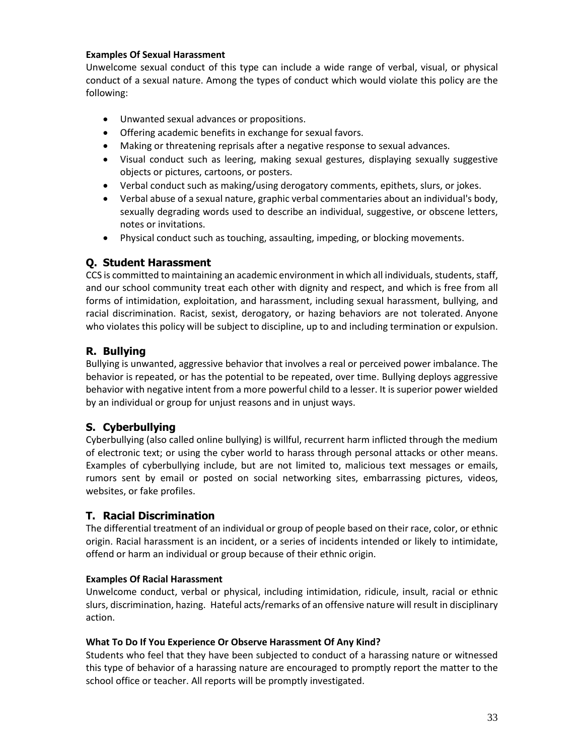#### Examples Of Sexual Harassment

Unwelcome sexual conduct of this type can include a wide range of verbal, visual, or physical conduct of a sexual nature. Among the types of conduct which would violate this policy are the following:

- Unwanted sexual advances or propositions.
- Offering academic benefits in exchange for sexual favors.
- Making or threatening reprisals after a negative response to sexual advances.
- Visual conduct such as leering, making sexual gestures, displaying sexually suggestive objects or pictures, cartoons, or posters.
- Verbal conduct such as making/using derogatory comments, epithets, slurs, or jokes.
- Verbal abuse of a sexual nature, graphic verbal commentaries about an individual's body, sexually degrading words used to describe an individual, suggestive, or obscene letters, notes or invitations.
- Physical conduct such as touching, assaulting, impeding, or blocking movements.

## Q. Student Harassment

CCS is committed to maintaining an academic environment in which all individuals, students, staff, and our school community treat each other with dignity and respect, and which is free from all forms of intimidation, exploitation, and harassment, including sexual harassment, bullying, and racial discrimination. Racist, sexist, derogatory, or hazing behaviors are not tolerated. Anyone who violates this policy will be subject to discipline, up to and including termination or expulsion.

## R. Bullying

Bullying is unwanted, aggressive behavior that involves a real or perceived power imbalance. The behavior is repeated, or has the potential to be repeated, over time. Bullying deploys aggressive behavior with negative intent from a more powerful child to a lesser. It is superior power wielded by an individual or group for unjust reasons and in unjust ways.

## S. Cyberbullying

Cyberbullying (also called online bullying) is willful, recurrent harm inflicted through the medium of electronic text; or using the cyber world to harass through personal attacks or other means. Examples of cyberbullying include, but are not limited to, malicious text messages or emails, rumors sent by email or posted on social networking sites, embarrassing pictures, videos, websites, or fake profiles.

## T. Racial Discrimination

The differential treatment of an individual or group of people based on their race, color, or ethnic origin. Racial harassment is an incident, or a series of incidents intended or likely to intimidate, offend or harm an individual or group because of their ethnic origin.

#### Examples Of Racial Harassment

Unwelcome conduct, verbal or physical, including intimidation, ridicule, insult, racial or ethnic slurs, discrimination, hazing. Hateful acts/remarks of an offensive nature will result in disciplinary action.

#### What To Do If You Experience Or Observe Harassment Of Any Kind?

Students who feel that they have been subjected to conduct of a harassing nature or witnessed this type of behavior of a harassing nature are encouraged to promptly report the matter to the school office or teacher. All reports will be promptly investigated.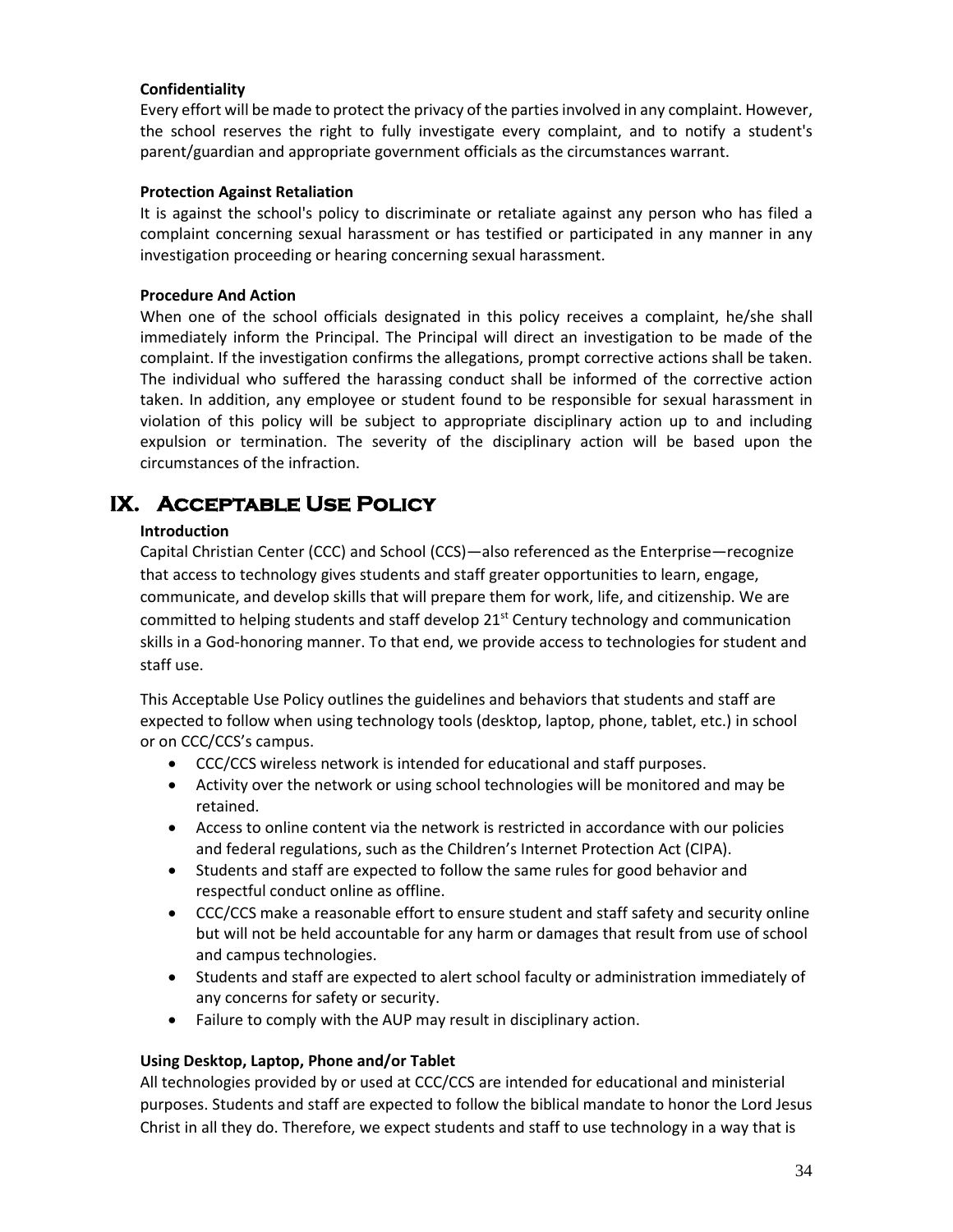**Confidentiality**

Every effort will be made to protect the privacy of the parties involved in any complaint. However, the school reserves the right to fully investigate every complaint, and to notify a student's parent/guardian and appropriate government officials as the circumstances warrant.

**Protection Against Retaliation**

It is against the school's policy to discriminate or retaliate against any person who has filed a complaint concerning sexual harassment or has testified or participated in any manner in any investigation proceeding or hearing concerning sexual harassment.

**Procedure And Action**

When one of the school officials designated in this policy receives a complaint, he/she shall immediately inform the Principal. The Principal will direct an investigation to be made of the complaint. If the investigation confirms the allegations, prompt corrective actions shall be taken. The individual who suffered the harassing conduct shall be informed of the corrective action taken. In addition, any employee or student found to be responsible for sexual harassment in violation of this policy will be subject to appropriate disciplinary action up to and including expulsion or termination. The severity of the disciplinary action will be based upon the circumstances of the infraction.

# IX. Acceptable Use Policy

**Introduction**

Capital Christian Center (CCC) and School (CCS)—also referenced as the Enterprise—recognize that access to technology gives students and staff greater opportunities to learn, engage, communicate, and develop skills that will prepare them for work, life, and citizenship. We are committed to helping students and staff develop 21st Century technology and communication skills in a God-honoring manner. To that end, we provide access to technologies for student and staff use.

This Acceptable Use Policy outlines the guidelines and behaviors that students and staff are expected to follow when using technology tools (desktop, laptop, phone, tablet, etc.) in school or on CCC/CCS's campus.

- CCC/CCS wireless network is intended for educational and staff purposes.
- Activity over the network or using school technologies will be monitored and may be retained.
- Access to online content via the network is restricted in accordance with our policies and federal regulations, such as the Children's Internet Protection Act (CIPA).
- Students and staff are expected to follow the same rules for good behavior and respectful conduct online as offline.
- CCC/CCS make a reasonable effort to ensure student and staff safety and security online but will not be held accountable for any harm or damages that result from use of school and campus technologies.
- Students and staff are expected to alert school faculty or administration immediately of any concerns for safety or security.
- Failure to comply with the AUP may result in disciplinary action.

**Using Desktop, Laptop, Phone and/or Tablet**

All technologies provided by or used at CCC/CCS are intended for educational and ministerial purposes. Students and staff are expected to follow the biblical mandate to honor the Lord Jesus Christ in all they do. Therefore, we expect students and staff to use technology in a way that is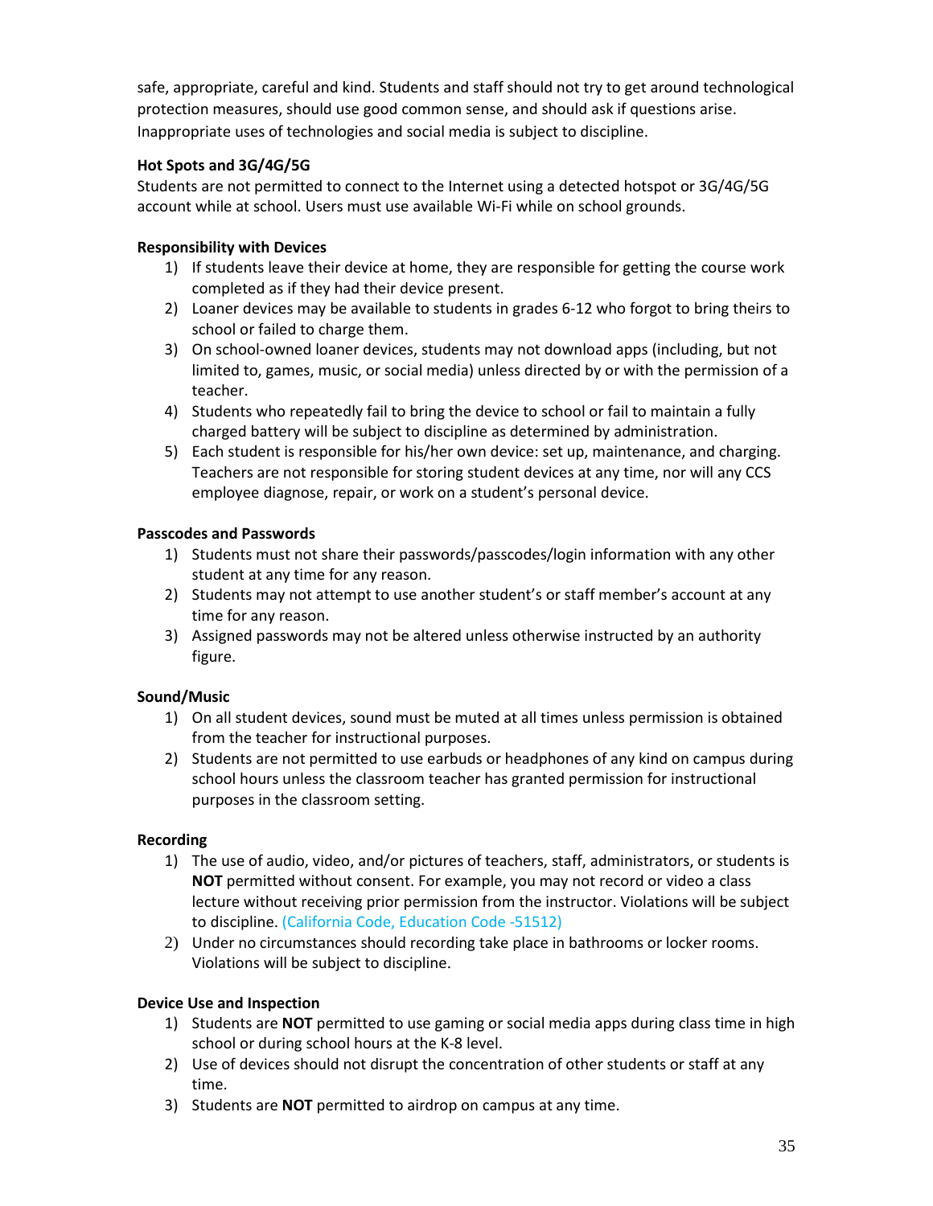safe, appropriate, careful and kind. Students and staff should not try to get around technological protection measures, should use good common sense, and should ask if questions arise. Inappropriate uses of technologies and social media is subject to discipline.

**Hot Spots and 3G/4G/5G**

Students are not permitted to connect to the Internet using a detected hotspot or 3G/4G/5G account while at school. Users must use available Wi-Fi while on school grounds.

**Responsibility with Devices**

1) If students leave their device at home, they are responsible for getting the course work completed as if they had their device present.
2) Loaner devices may be available to students in grades 6-12 who forgot to bring theirs to school or failed to charge them.
3) On school-owned loaner devices, students may not download apps (including, but not limited to, games, music, or social media) unless directed by or with the permission of a teacher.
4) Students who repeatedly fail to bring the device to school or fail to maintain a fully charged battery will be subject to discipline as determined by administration.
5) Each student is responsible for his/her own device: set up, maintenance, and charging. Teachers are not responsible for storing student devices at any time, nor will any CCS employee diagnose, repair, or work on a student's personal device.

**Passcodes and Passwords**

1) Students must not share their passwords/passcodes/login information with any other student at any time for any reason.
2) Students may not attempt to use another student's or staff member's account at any time for any reason.
3) Assigned passwords may not be altered unless otherwise instructed by an authority figure.

**Sound/Music**

1) On all student devices, sound must be muted at all times unless permission is obtained from the teacher for instructional purposes.
2) Students are not permitted to use earbuds or headphones of any kind on campus during school hours unless the classroom teacher has granted permission for instructional purposes in the classroom setting.

**Recording**

1) The use of audio, video, and/or pictures of teachers, staff, administrators, or students is **NOT** permitted without consent. For example, you may not record or video a class lecture without receiving prior permission from the instructor. Violations will be subject to discipline. (California Code, Education Code -51512)
2) Under no circumstances should recording take place in bathrooms or locker rooms. Violations will be subject to discipline.

**Device Use and Inspection**

1) Students are **NOT** permitted to use gaming or social media apps during class time in high school or during school hours at the K-8 level.
2) Use of devices should not disrupt the concentration of other students or staff at any time.
3) Students are **NOT** permitted to airdrop on campus at any time.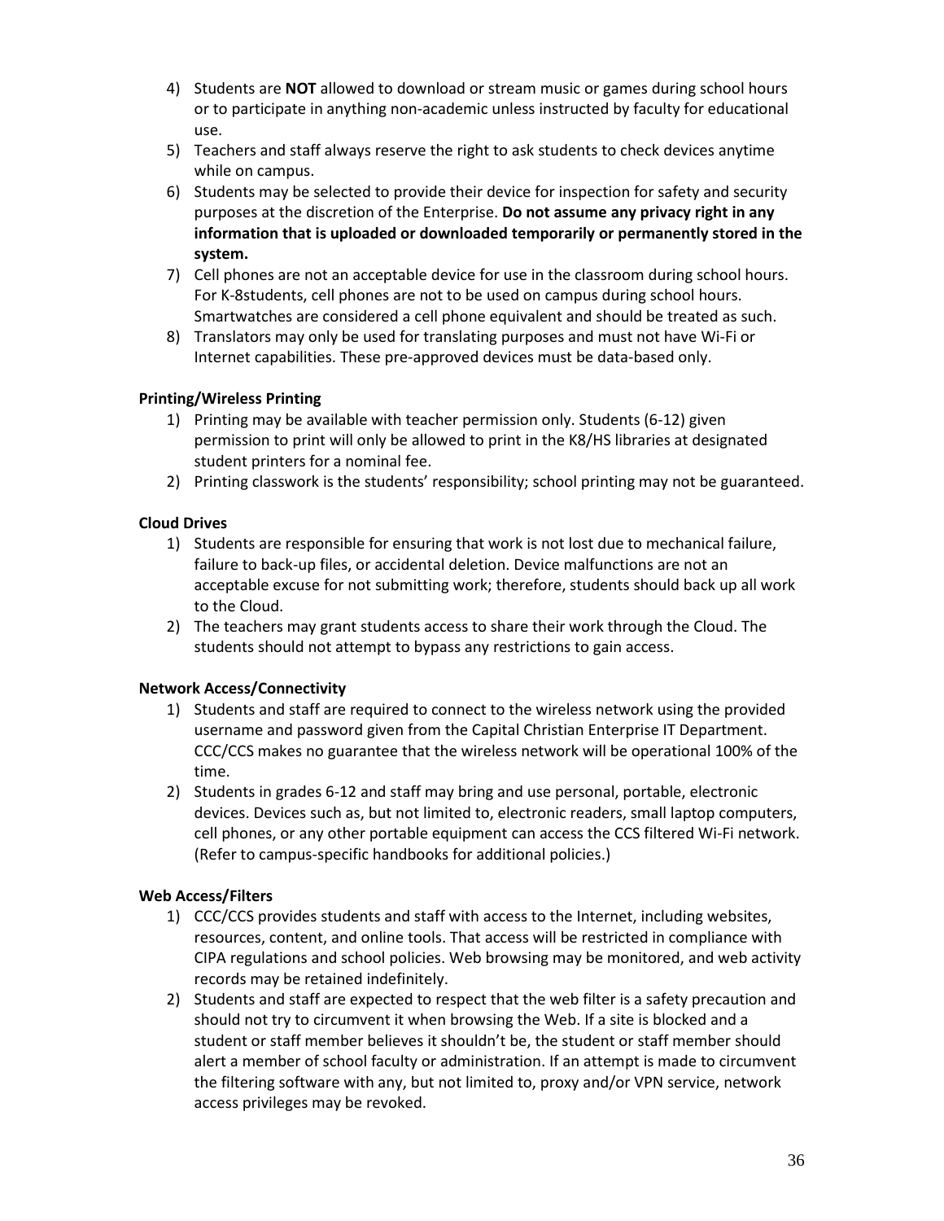4) Students are **NOT** allowed to download or stream music or games during school hours or to participate in anything non-academic unless instructed by faculty for educational use.
5) Teachers and staff always reserve the right to ask students to check devices anytime while on campus.
6) Students may be selected to provide their device for inspection for safety and security purposes at the discretion of the Enterprise. **Do not assume any privacy right in any information that is uploaded or downloaded temporarily or permanently stored in the system.**
7) Cell phones are not an acceptable device for use in the classroom during school hours. For K-8students, cell phones are not to be used on campus during school hours. Smartwatches are considered a cell phone equivalent and should be treated as such.
8) Translators may only be used for translating purposes and must not have Wi-Fi or Internet capabilities. These pre-approved devices must be data-based only.

**Printing/Wireless Printing**

1) Printing may be available with teacher permission only. Students (6-12) given permission to print will only be allowed to print in the K8/HS libraries at designated student printers for a nominal fee.
2) Printing classwork is the students' responsibility; school printing may not be guaranteed.

**Cloud Drives**

1) Students are responsible for ensuring that work is not lost due to mechanical failure, failure to back-up files, or accidental deletion. Device malfunctions are not an acceptable excuse for not submitting work; therefore, students should back up all work to the Cloud.
2) The teachers may grant students access to share their work through the Cloud. The students should not attempt to bypass any restrictions to gain access.

**Network Access/Connectivity**

1) Students and staff are required to connect to the wireless network using the provided username and password given from the Capital Christian Enterprise IT Department. CCC/CCS makes no guarantee that the wireless network will be operational 100% of the time.
2) Students in grades 6-12 and staff may bring and use personal, portable, electronic devices. Devices such as, but not limited to, electronic readers, small laptop computers, cell phones, or any other portable equipment can access the CCS filtered Wi-Fi network. (Refer to campus-specific handbooks for additional policies.)

**Web Access/Filters**

1) CCC/CCS provides students and staff with access to the Internet, including websites, resources, content, and online tools. That access will be restricted in compliance with CIPA regulations and school policies. Web browsing may be monitored, and web activity records may be retained indefinitely.
2) Students and staff are expected to respect that the web filter is a safety precaution and should not try to circumvent it when browsing the Web. If a site is blocked and a student or staff member believes it shouldn't be, the student or staff member should alert a member of school faculty or administration. If an attempt is made to circumvent the filtering software with any, but not limited to, proxy and/or VPN service, network access privileges may be revoked.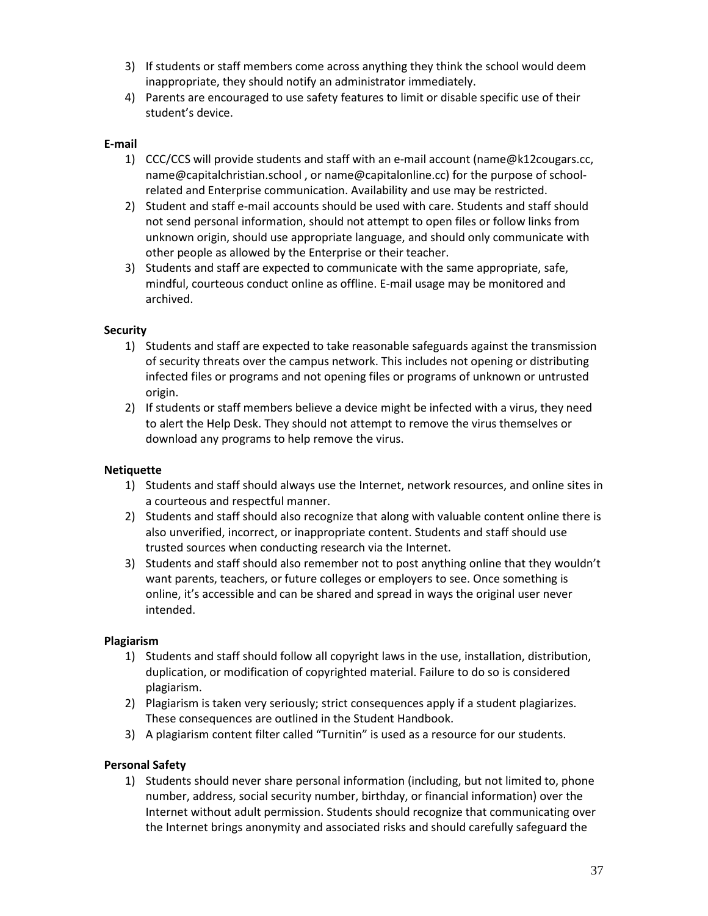3) If students or staff members come across anything they think the school would deem inappropriate, they should notify an administrator immediately.
4) Parents are encouraged to use safety features to limit or disable specific use of their student's device.

**E-mail**

1) CCC/CCS will provide students and staff with an e-mail account (name@k12cougars.cc, name@capitalchristian.school , or name@capitalonline.cc) for the purpose of school-related and Enterprise communication. Availability and use may be restricted.
2) Student and staff e-mail accounts should be used with care. Students and staff should not send personal information, should not attempt to open files or follow links from unknown origin, should use appropriate language, and should only communicate with other people as allowed by the Enterprise or their teacher.
3) Students and staff are expected to communicate with the same appropriate, safe, mindful, courteous conduct online as offline. E-mail usage may be monitored and archived.

**Security**

1) Students and staff are expected to take reasonable safeguards against the transmission of security threats over the campus network. This includes not opening or distributing infected files or programs and not opening files or programs of unknown or untrusted origin.
2) If students or staff members believe a device might be infected with a virus, they need to alert the Help Desk. They should not attempt to remove the virus themselves or download any programs to help remove the virus.

**Netiquette**

1) Students and staff should always use the Internet, network resources, and online sites in a courteous and respectful manner.
2) Students and staff should also recognize that along with valuable content online there is also unverified, incorrect, or inappropriate content. Students and staff should use trusted sources when conducting research via the Internet.
3) Students and staff should also remember not to post anything online that they wouldn't want parents, teachers, or future colleges or employers to see. Once something is online, it's accessible and can be shared and spread in ways the original user never intended.

**Plagiarism**

1) Students and staff should follow all copyright laws in the use, installation, distribution, duplication, or modification of copyrighted material. Failure to do so is considered plagiarism.
2) Plagiarism is taken very seriously; strict consequences apply if a student plagiarizes. These consequences are outlined in the Student Handbook.
3) A plagiarism content filter called "Turnitin" is used as a resource for our students.

**Personal Safety**

1) Students should never share personal information (including, but not limited to, phone number, address, social security number, birthday, or financial information) over the Internet without adult permission. Students should recognize that communicating over the Internet brings anonymity and associated risks and should carefully safeguard the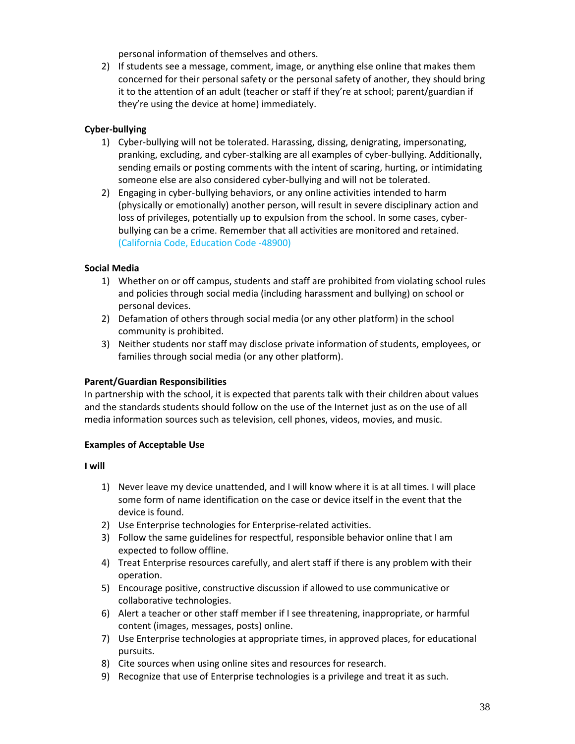personal information of themselves and others.

2) If students see a message, comment, image, or anything else online that makes them concerned for their personal safety or the personal safety of another, they should bring it to the attention of an adult (teacher or staff if they're at school; parent/guardian if they're using the device at home) immediately.

**Cyber-bullying**

1) Cyber-bullying will not be tolerated. Harassing, dissing, denigrating, impersonating, pranking, excluding, and cyber-stalking are all examples of cyber-bullying. Additionally, sending emails or posting comments with the intent of scaring, hurting, or intimidating someone else are also considered cyber-bullying and will not be tolerated.
2) Engaging in cyber-bullying behaviors, or any online activities intended to harm (physically or emotionally) another person, will result in severe disciplinary action and loss of privileges, potentially up to expulsion from the school. In some cases, cyber-bullying can be a crime. Remember that all activities are monitored and retained. (California Code, Education Code -48900)

**Social Media**

1) Whether on or off campus, students and staff are prohibited from violating school rules and policies through social media (including harassment and bullying) on school or personal devices.
2) Defamation of others through social media (or any other platform) in the school community is prohibited.
3) Neither students nor staff may disclose private information of students, employees, or families through social media (or any other platform).

**Parent/Guardian Responsibilities**

In partnership with the school, it is expected that parents talk with their children about values and the standards students should follow on the use of the Internet just as on the use of all media information sources such as television, cell phones, videos, movies, and music.

**Examples of Acceptable Use**

**I will**

1) Never leave my device unattended, and I will know where it is at all times. I will place some form of name identification on the case or device itself in the event that the device is found.
2) Use Enterprise technologies for Enterprise-related activities.
3) Follow the same guidelines for respectful, responsible behavior online that I am expected to follow offline.
4) Treat Enterprise resources carefully, and alert staff if there is any problem with their operation.
5) Encourage positive, constructive discussion if allowed to use communicative or collaborative technologies.
6) Alert a teacher or other staff member if I see threatening, inappropriate, or harmful content (images, messages, posts) online.
7) Use Enterprise technologies at appropriate times, in approved places, for educational pursuits.
8) Cite sources when using online sites and resources for research.
9) Recognize that use of Enterprise technologies is a privilege and treat it as such.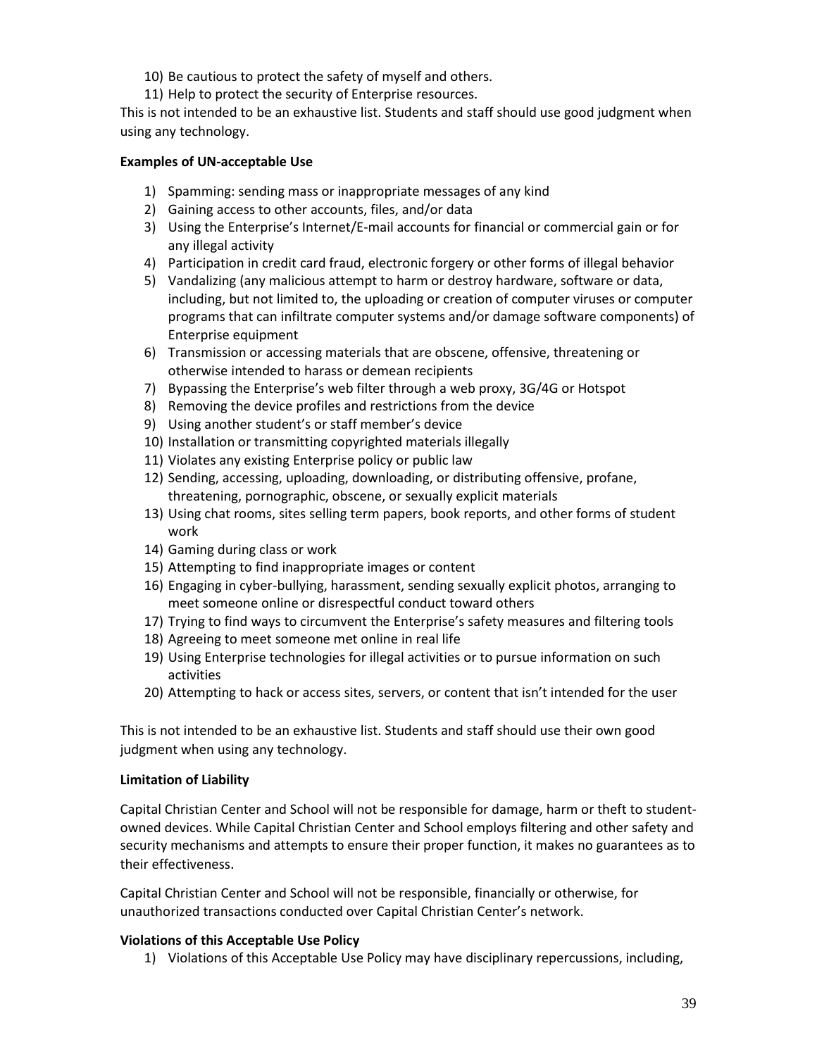10) Be cautious to protect the safety of myself and others.
11) Help to protect the security of Enterprise resources.

This is not intended to be an exhaustive list. Students and staff should use good judgment when using any technology.

**Examples of UN-acceptable Use**

1) Spamming: sending mass or inappropriate messages of any kind
2) Gaining access to other accounts, files, and/or data
3) Using the Enterprise's Internet/E-mail accounts for financial or commercial gain or for any illegal activity
4) Participation in credit card fraud, electronic forgery or other forms of illegal behavior
5) Vandalizing (any malicious attempt to harm or destroy hardware, software or data, including, but not limited to, the uploading or creation of computer viruses or computer programs that can infiltrate computer systems and/or damage software components) of Enterprise equipment
6) Transmission or accessing materials that are obscene, offensive, threatening or otherwise intended to harass or demean recipients
7) Bypassing the Enterprise's web filter through a web proxy, 3G/4G or Hotspot
8) Removing the device profiles and restrictions from the device
9) Using another student's or staff member's device
10) Installation or transmitting copyrighted materials illegally
11) Violates any existing Enterprise policy or public law
12) Sending, accessing, uploading, downloading, or distributing offensive, profane, threatening, pornographic, obscene, or sexually explicit materials
13) Using chat rooms, sites selling term papers, book reports, and other forms of student work
14) Gaming during class or work
15) Attempting to find inappropriate images or content
16) Engaging in cyber-bullying, harassment, sending sexually explicit photos, arranging to meet someone online or disrespectful conduct toward others
17) Trying to find ways to circumvent the Enterprise's safety measures and filtering tools
18) Agreeing to meet someone met online in real life
19) Using Enterprise technologies for illegal activities or to pursue information on such activities
20) Attempting to hack or access sites, servers, or content that isn't intended for the user

This is not intended to be an exhaustive list. Students and staff should use their own good judgment when using any technology.

**Limitation of Liability**

Capital Christian Center and School will not be responsible for damage, harm or theft to student-owned devices. While Capital Christian Center and School employs filtering and other safety and security mechanisms and attempts to ensure their proper function, it makes no guarantees as to their effectiveness.

Capital Christian Center and School will not be responsible, financially or otherwise, for unauthorized transactions conducted over Capital Christian Center's network.

**Violations of this Acceptable Use Policy**

1) Violations of this Acceptable Use Policy may have disciplinary repercussions, including,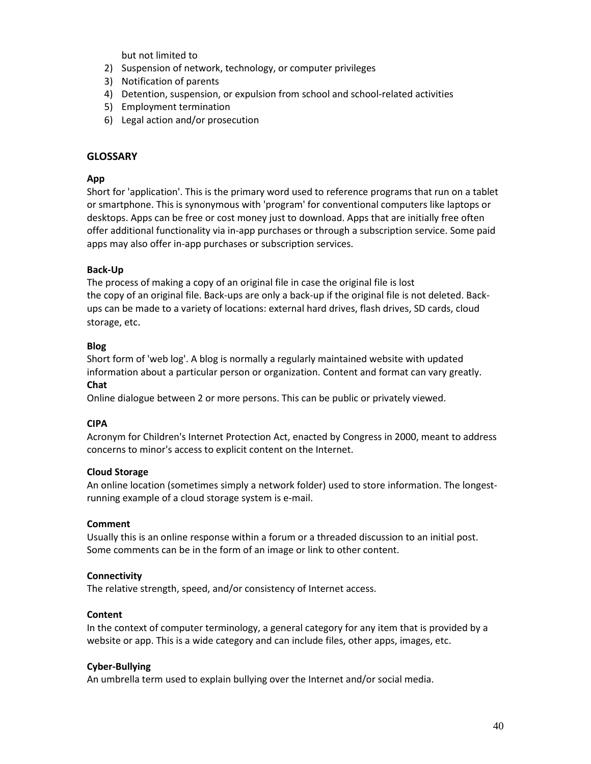but not limited to

2) Suspension of network, technology, or computer privileges
3) Notification of parents
4) Detention, suspension, or expulsion from school and school-related activities
5) Employment termination
6) Legal action and/or prosecution

## GLOSSARY

**App**

Short for 'application'. This is the primary word used to reference programs that run on a tablet or smartphone. This is synonymous with 'program' for conventional computers like laptops or desktops. Apps can be free or cost money just to download. Apps that are initially free often offer additional functionality via in-app purchases or through a subscription service. Some paid apps may also offer in-app purchases or subscription services.

**Back-Up**

The process of making a copy of an original file in case the original file is lost
the copy of an original file. Back-ups are only a back-up if the original file is not deleted. Back-ups can be made to a variety of locations: external hard drives, flash drives, SD cards, cloud storage, etc.

**Blog**

Short form of 'web log'. A blog is normally a regularly maintained website with updated information about a particular person or organization. Content and format can vary greatly.

**Chat**

Online dialogue between 2 or more persons. This can be public or privately viewed.

**CIPA**

Acronym for Children's Internet Protection Act, enacted by Congress in 2000, meant to address concerns to minor's access to explicit content on the Internet.

**Cloud Storage**

An online location (sometimes simply a network folder) used to store information. The longest-running example of a cloud storage system is e-mail.

**Comment**

Usually this is an online response within a forum or a threaded discussion to an initial post. Some comments can be in the form of an image or link to other content.

**Connectivity**

The relative strength, speed, and/or consistency of Internet access.

**Content**

In the context of computer terminology, a general category for any item that is provided by a website or app. This is a wide category and can include files, other apps, images, etc.

**Cyber-Bullying**

An umbrella term used to explain bullying over the Internet and/or social media.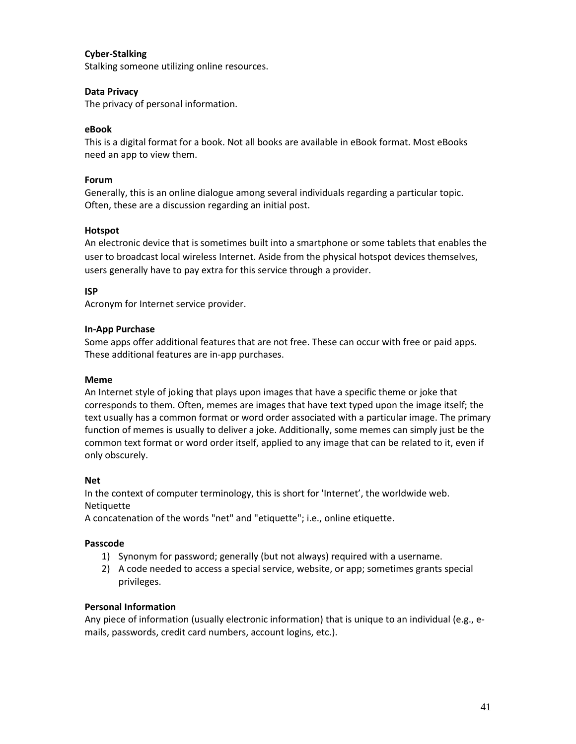**Cyber-Stalking**
Stalking someone utilizing online resources.

**Data Privacy**
The privacy of personal information.

**eBook**
This is a digital format for a book. Not all books are available in eBook format. Most eBooks need an app to view them.

**Forum**
Generally, this is an online dialogue among several individuals regarding a particular topic. Often, these are a discussion regarding an initial post.

**Hotspot**
An electronic device that is sometimes built into a smartphone or some tablets that enables the user to broadcast local wireless Internet. Aside from the physical hotspot devices themselves, users generally have to pay extra for this service through a provider.

**ISP**
Acronym for Internet service provider.

**In-App Purchase**
Some apps offer additional features that are not free. These can occur with free or paid apps. These additional features are in-app purchases.

**Meme**
An Internet style of joking that plays upon images that have a specific theme or joke that corresponds to them. Often, memes are images that have text typed upon the image itself; the text usually has a common format or word order associated with a particular image. The primary function of memes is usually to deliver a joke. Additionally, some memes can simply just be the common text format or word order itself, applied to any image that can be related to it, even if only obscurely.

**Net**
In the context of computer terminology, this is short for 'Internet', the worldwide web.
Netiquette
A concatenation of the words "net" and "etiquette"; i.e., online etiquette.

**Passcode**
1) Synonym for password; generally (but not always) required with a username.
2) A code needed to access a special service, website, or app; sometimes grants special privileges.

**Personal Information**
Any piece of information (usually electronic information) that is unique to an individual (e.g., e-mails, passwords, credit card numbers, account logins, etc.).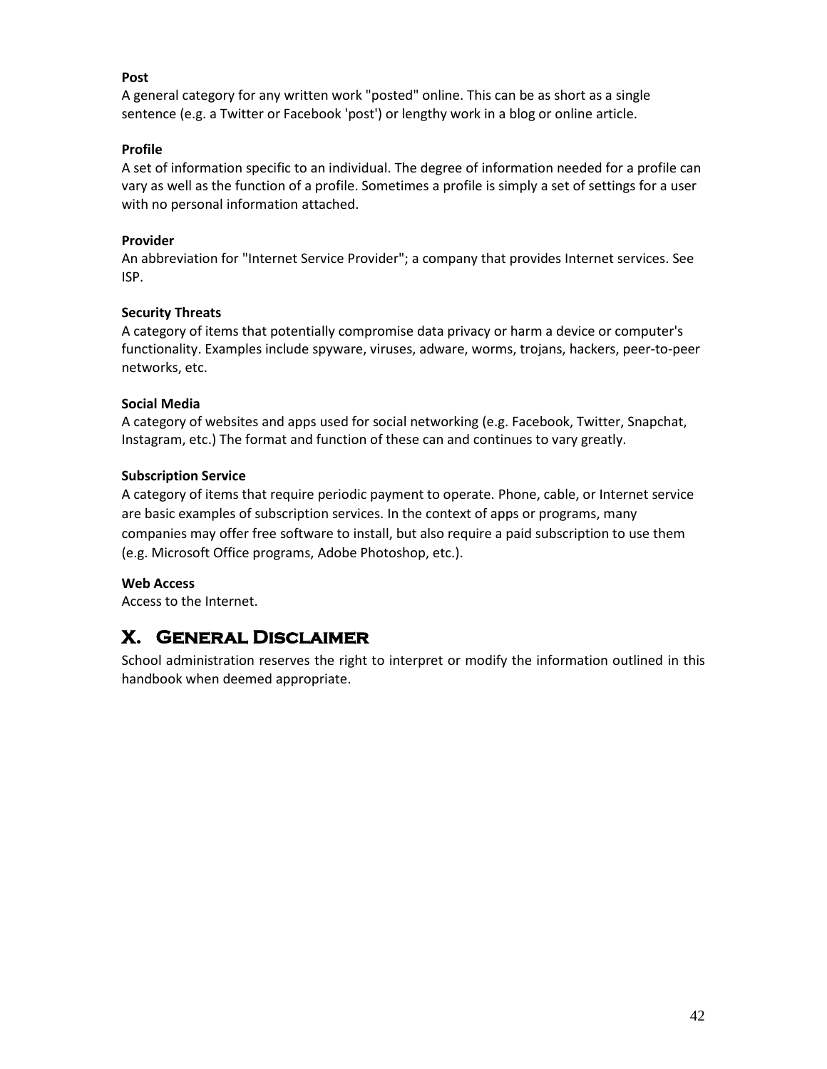**Post**
A general category for any written work "posted" online. This can be as short as a single sentence (e.g. a Twitter or Facebook 'post') or lengthy work in a blog or online article.

**Profile**
A set of information specific to an individual. The degree of information needed for a profile can vary as well as the function of a profile. Sometimes a profile is simply a set of settings for a user with no personal information attached.

**Provider**
An abbreviation for "Internet Service Provider"; a company that provides Internet services. See ISP.

**Security Threats**
A category of items that potentially compromise data privacy or harm a device or computer's functionality. Examples include spyware, viruses, adware, worms, trojans, hackers, peer-to-peer networks, etc.

**Social Media**
A category of websites and apps used for social networking (e.g. Facebook, Twitter, Snapchat, Instagram, etc.) The format and function of these can and continues to vary greatly.

**Subscription Service**
A category of items that require periodic payment to operate. Phone, cable, or Internet service are basic examples of subscription services. In the context of apps or programs, many companies may offer free software to install, but also require a paid subscription to use them (e.g. Microsoft Office programs, Adobe Photoshop, etc.).

**Web Access**
Access to the Internet.

## X. General Disclaimer

School administration reserves the right to interpret or modify the information outlined in this handbook when deemed appropriate.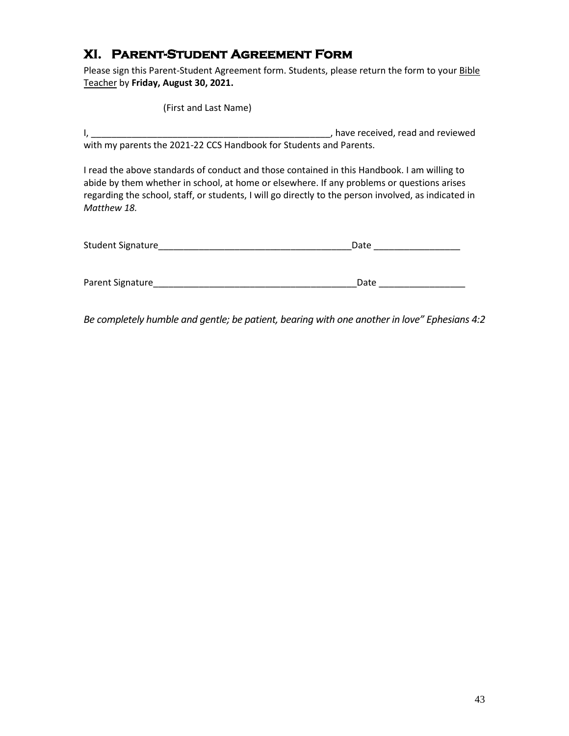## XI. Parent-Student Agreement Form

Please sign this Parent-Student Agreement form. Students, please return the form to your Bible Teacher by **Friday, August 30, 2021.**

(First and Last Name)

I, _________________________________________________, have received, read and reviewed with my parents the 2021-22 CCS Handbook for Students and Parents.

I read the above standards of conduct and those contained in this Handbook. I am willing to abide by them whether in school, at home or elsewhere. If any problems or questions arises regarding the school, staff, or students, I will go directly to the person involved, as indicated in *Matthew 18.*

Student Signature______________________________________Date _________________

Parent Signature________________________________________Date _________________

*Be completely humble and gentle; be patient, bearing with one another in love" Ephesians 4:2*